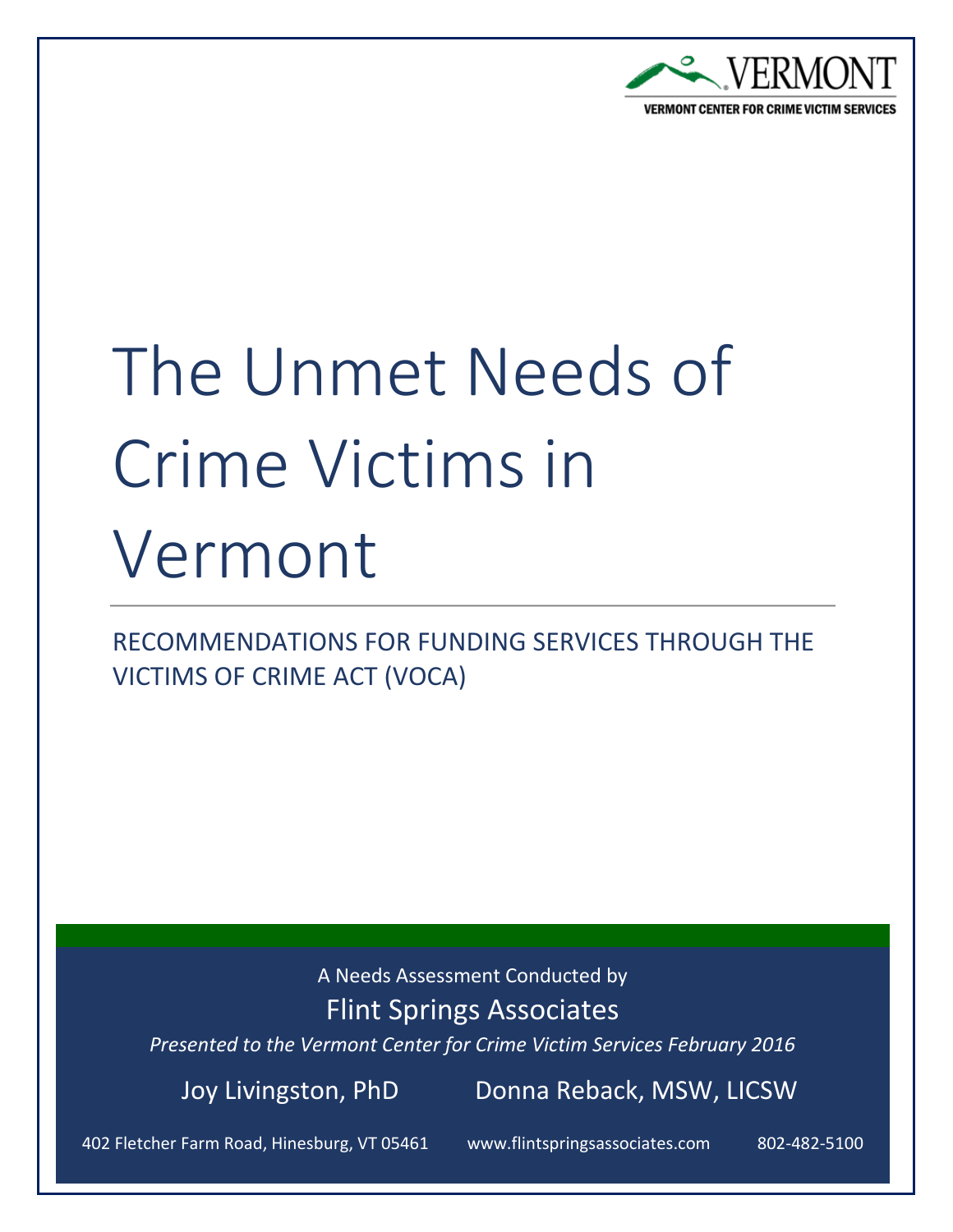VERMONT

VERMONT CENTER FOR CRIME VICTIM SERVICES

# The Unmet Needs of Crime Victims in Vermont

## RECOMMENDATIONS FOR FUNDING SERVICES THROUGH THE VICTIMS OF CRIME ACT (VOCA)

A Needs Assessment Conducted by

Flint Springs Associates

*Presented to the Vermont Center for Crime Victim Services February 2016*

Joy Livingston, PhD    Donna Reback, MSW, LICSW

402 Fletcher Farm Road, Hinesburg, VT 05461    www.flintspringsassociates.com    802-482-5100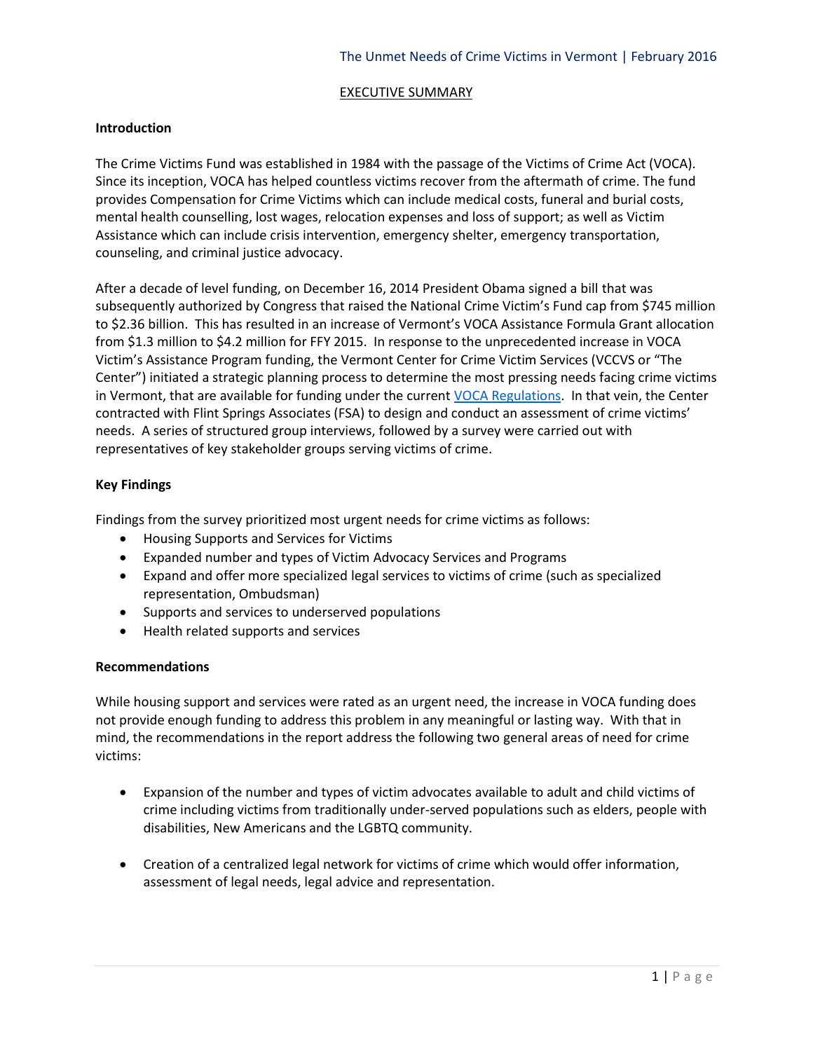## EXECUTIVE SUMMARY

### Introduction

The Crime Victims Fund was established in 1984 with the passage of the Victims of Crime Act (VOCA). Since its inception, VOCA has helped countless victims recover from the aftermath of crime. The fund provides Compensation for Crime Victims which can include medical costs, funeral and burial costs, mental health counselling, lost wages, relocation expenses and loss of support; as well as Victim Assistance which can include crisis intervention, emergency shelter, emergency transportation, counseling, and criminal justice advocacy.

After a decade of level funding, on December 16, 2014 President Obama signed a bill that was subsequently authorized by Congress that raised the National Crime Victim's Fund cap from $745 million to $2.36 billion. This has resulted in an increase of Vermont's VOCA Assistance Formula Grant allocation from $1.3 million to $4.2 million for FFY 2015. In response to the unprecedented increase in VOCA Victim's Assistance Program funding, the Vermont Center for Crime Victim Services (VCCVS or "The Center") initiated a strategic planning process to determine the most pressing needs facing crime victims in Vermont, that are available for funding under the current VOCA Regulations. In that vein, the Center contracted with Flint Springs Associates (FSA) to design and conduct an assessment of crime victims' needs. A series of structured group interviews, followed by a survey were carried out with representatives of key stakeholder groups serving victims of crime.

### Key Findings

Findings from the survey prioritized most urgent needs for crime victims as follows:

- Housing Supports and Services for Victims
- Expanded number and types of Victim Advocacy Services and Programs
- Expand and offer more specialized legal services to victims of crime (such as specialized representation, Ombudsman)
- Supports and services to underserved populations
- Health related supports and services

### Recommendations

While housing support and services were rated as an urgent need, the increase in VOCA funding does not provide enough funding to address this problem in any meaningful or lasting way. With that in mind, the recommendations in the report address the following two general areas of need for crime victims:

- Expansion of the number and types of victim advocates available to adult and child victims of crime including victims from traditionally under-served populations such as elders, people with disabilities, New Americans and the LGBTQ community.

- Creation of a centralized legal network for victims of crime which would offer information, assessment of legal needs, legal advice and representation.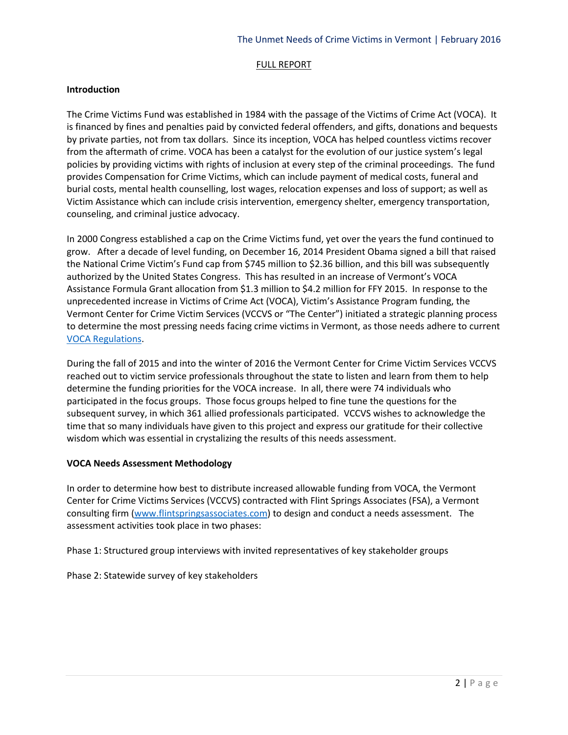FULL REPORT

**Introduction**

The Crime Victims Fund was established in 1984 with the passage of the Victims of Crime Act (VOCA). It is financed by fines and penalties paid by convicted federal offenders, and gifts, donations and bequests by private parties, not from tax dollars. Since its inception, VOCA has helped countless victims recover from the aftermath of crime. VOCA has been a catalyst for the evolution of our justice system's legal policies by providing victims with rights of inclusion at every step of the criminal proceedings. The fund provides Compensation for Crime Victims, which can include payment of medical costs, funeral and burial costs, mental health counselling, lost wages, relocation expenses and loss of support; as well as Victim Assistance which can include crisis intervention, emergency shelter, emergency transportation, counseling, and criminal justice advocacy.

In 2000 Congress established a cap on the Crime Victims fund, yet over the years the fund continued to grow. After a decade of level funding, on December 16, 2014 President Obama signed a bill that raised the National Crime Victim's Fund cap from $745 million to $2.36 billion, and this bill was subsequently authorized by the United States Congress. This has resulted in an increase of Vermont's VOCA Assistance Formula Grant allocation from $1.3 million to $4.2 million for FFY 2015. In response to the unprecedented increase in Victims of Crime Act (VOCA), Victim's Assistance Program funding, the Vermont Center for Crime Victim Services (VCCVS or "The Center") initiated a strategic planning process to determine the most pressing needs facing crime victims in Vermont, as those needs adhere to current VOCA Regulations.

During the fall of 2015 and into the winter of 2016 the Vermont Center for Crime Victim Services VCCVS reached out to victim service professionals throughout the state to listen and learn from them to help determine the funding priorities for the VOCA increase. In all, there were 74 individuals who participated in the focus groups. Those focus groups helped to fine tune the questions for the subsequent survey, in which 361 allied professionals participated. VCCVS wishes to acknowledge the time that so many individuals have given to this project and express our gratitude for their collective wisdom which was essential in crystalizing the results of this needs assessment.

**VOCA Needs Assessment Methodology**

In order to determine how best to distribute increased allowable funding from VOCA, the Vermont Center for Crime Victims Services (VCCVS) contracted with Flint Springs Associates (FSA), a Vermont consulting firm (www.flintspringsassociates.com) to design and conduct a needs assessment. The assessment activities took place in two phases:

Phase 1: Structured group interviews with invited representatives of key stakeholder groups

Phase 2: Statewide survey of key stakeholders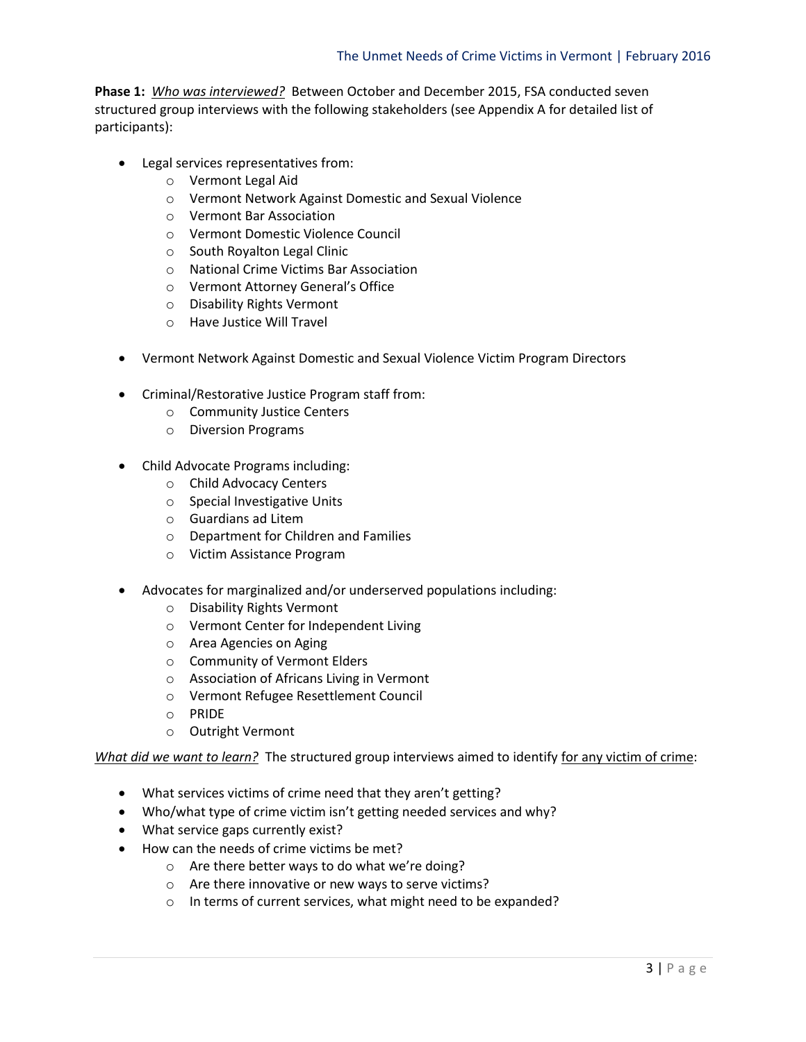**Phase 1:** *Who was interviewed?* Between October and December 2015, FSA conducted seven structured group interviews with the following stakeholders (see Appendix A for detailed list of participants):

- Legal services representatives from:
    - Vermont Legal Aid
    - Vermont Network Against Domestic and Sexual Violence
    - Vermont Bar Association
    - Vermont Domestic Violence Council
    - South Royalton Legal Clinic
    - National Crime Victims Bar Association
    - Vermont Attorney General's Office
    - Disability Rights Vermont
    - Have Justice Will Travel

- Vermont Network Against Domestic and Sexual Violence Victim Program Directors

- Criminal/Restorative Justice Program staff from:
    - Community Justice Centers
    - Diversion Programs

- Child Advocate Programs including:
    - Child Advocacy Centers
    - Special Investigative Units
    - Guardians ad Litem
    - Department for Children and Families
    - Victim Assistance Program

- Advocates for marginalized and/or underserved populations including:
    - Disability Rights Vermont
    - Vermont Center for Independent Living
    - Area Agencies on Aging
    - Community of Vermont Elders
    - Association of Africans Living in Vermont
    - Vermont Refugee Resettlement Council
    - PRIDE
    - Outright Vermont

*What did we want to learn?* The structured group interviews aimed to identify <u>for any victim of crime</u>:

- What services victims of crime need that they aren't getting?
- Who/what type of crime victim isn't getting needed services and why?
- What service gaps currently exist?
- How can the needs of crime victims be met?
    - Are there better ways to do what we're doing?
    - Are there innovative or new ways to serve victims?
    - In terms of current services, what might need to be expanded?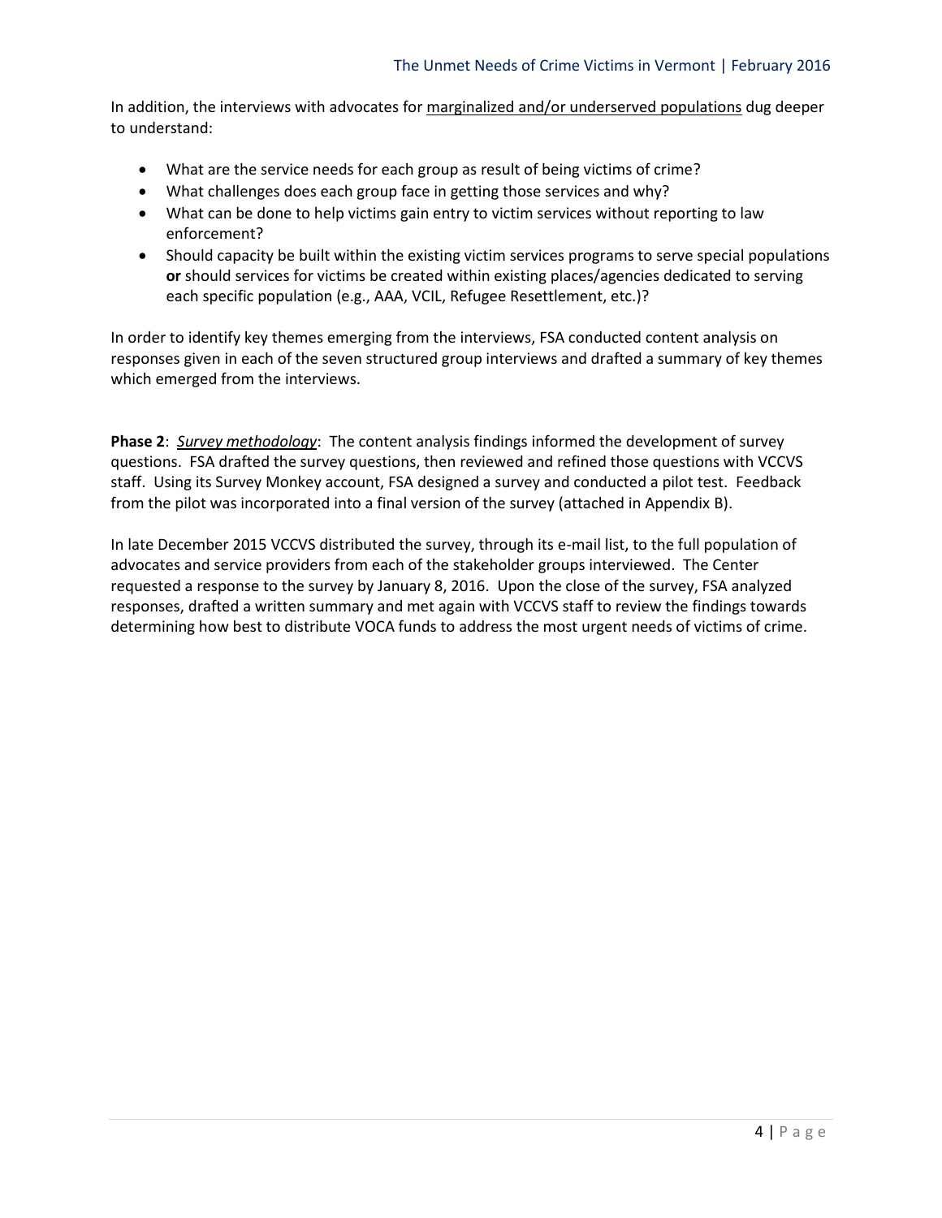In addition, the interviews with advocates for <u>marginalized and/or underserved populations</u> dug deeper to understand:

- What are the service needs for each group as result of being victims of crime?
- What challenges does each group face in getting those services and why?
- What can be done to help victims gain entry to victim services without reporting to law enforcement?
- Should capacity be built within the existing victim services programs to serve special populations **or** should services for victims be created within existing places/agencies dedicated to serving each specific population (e.g., AAA, VCIL, Refugee Resettlement, etc.)?

In order to identify key themes emerging from the interviews, FSA conducted content analysis on responses given in each of the seven structured group interviews and drafted a summary of key themes which emerged from the interviews.

**Phase 2**: <u>*Survey methodology*</u>: The content analysis findings informed the development of survey questions. FSA drafted the survey questions, then reviewed and refined those questions with VCCVS staff. Using its Survey Monkey account, FSA designed a survey and conducted a pilot test. Feedback from the pilot was incorporated into a final version of the survey (attached in Appendix B).

In late December 2015 VCCVS distributed the survey, through its e-mail list, to the full population of advocates and service providers from each of the stakeholder groups interviewed. The Center requested a response to the survey by January 8, 2016. Upon the close of the survey, FSA analyzed responses, drafted a written summary and met again with VCCVS staff to review the findings towards determining how best to distribute VOCA funds to address the most urgent needs of victims of crime.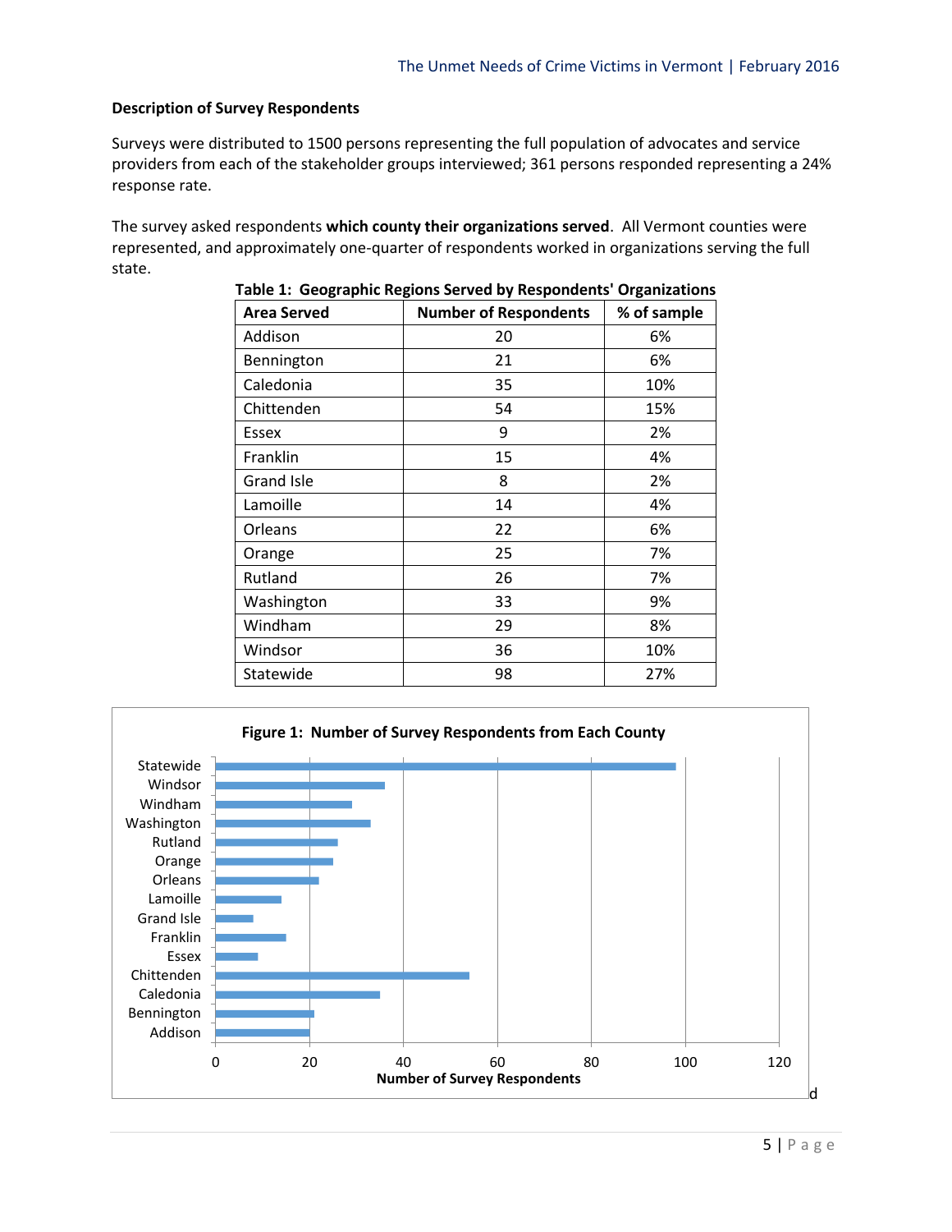**Description of Survey Respondents**

Surveys were distributed to 1500 persons representing the full population of advocates and service providers from each of the stakeholder groups interviewed; 361 persons responded representing a 24% response rate.

The survey asked respondents **which county their organizations served**. All Vermont counties were represented, and approximately one-quarter of respondents worked in organizations serving the full state.

**Table 1: Geographic Regions Served by Respondents' Organizations**

| Area Served | Number of Respondents | % of sample |
|---|---|---|
| Addison | 20 | 6% |
| Bennington | 21 | 6% |
| Caledonia | 35 | 10% |
| Chittenden | 54 | 15% |
| Essex | 9 | 2% |
| Franklin | 15 | 4% |
| Grand Isle | 8 | 2% |
| Lamoille | 14 | 4% |
| Orleans | 22 | 6% |
| Orange | 25 | 7% |
| Rutland | 26 | 7% |
| Washington | 33 | 9% |
| Windham | 29 | 8% |
| Windsor | 36 | 10% |
| Statewide | 98 | 27% |

**Figure 1: Number of Survey Respondents from Each County**

| County | Number of Survey Respondents |
|---|---|
| Statewide | 98 |
| Windsor | 36 |
| Windham | 29 |
| Washington | 33 |
| Rutland | 26 |
| Orange | 25 |
| Orleans | 22 |
| Lamoille | 14 |
| Grand Isle | 8 |
| Franklin | 15 |
| Essex | 9 |
| Chittenden | 54 |
| Caledonia | 35 |
| Bennington | 21 |
| Addison | 20 |

d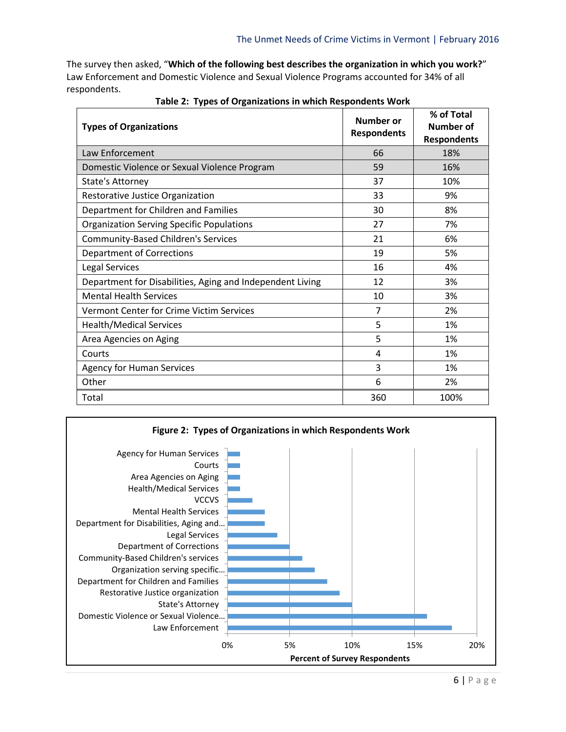The survey then asked, "**Which of the following best describes the organization in which you work?**" Law Enforcement and Domestic Violence and Sexual Violence Programs accounted for 34% of all respondents.

**Table 2: Types of Organizations in which Respondents Work**

| Types of Organizations | Number or Respondents | % of Total Number of Respondents |
|---|---|---|
| Law Enforcement | 66 | 18% |
| Domestic Violence or Sexual Violence Program | 59 | 16% |
| State's Attorney | 37 | 10% |
| Restorative Justice Organization | 33 | 9% |
| Department for Children and Families | 30 | 8% |
| Organization Serving Specific Populations | 27 | 7% |
| Community-Based Children's Services | 21 | 6% |
| Department of Corrections | 19 | 5% |
| Legal Services | 16 | 4% |
| Department for Disabilities, Aging and Independent Living | 12 | 3% |
| Mental Health Services | 10 | 3% |
| Vermont Center for Crime Victim Services | 7 | 2% |
| Health/Medical Services | 5 | 1% |
| Area Agencies on Aging | 5 | 1% |
| Courts | 4 | 1% |
| Agency for Human Services | 3 | 1% |
| Other | 6 | 2% |
| Total | 360 | 100% |

**Figure 2: Types of Organizations in which Respondents Work**

| Type of Organization | Percent of Survey Respondents |
|---|---|
| Agency for Human Services | 1% |
| Courts | 1% |
| Area Agencies on Aging | 1% |
| Health/Medical Services | 1% |
| VCCVS | 2% |
| Mental Health Services | 3% |
| Department for Disabilities, Aging and... | 3% |
| Legal Services | 4% |
| Department of Corrections | 5% |
| Community-Based Children's services | 6% |
| Organization serving specific... | 7% |
| Department for Children and Families | 8% |
| Restorative Justice organization | 9% |
| State's Attorney | 10% |
| Domestic Violence or Sexual Violence... | 16% |
| Law Enforcement | 18% |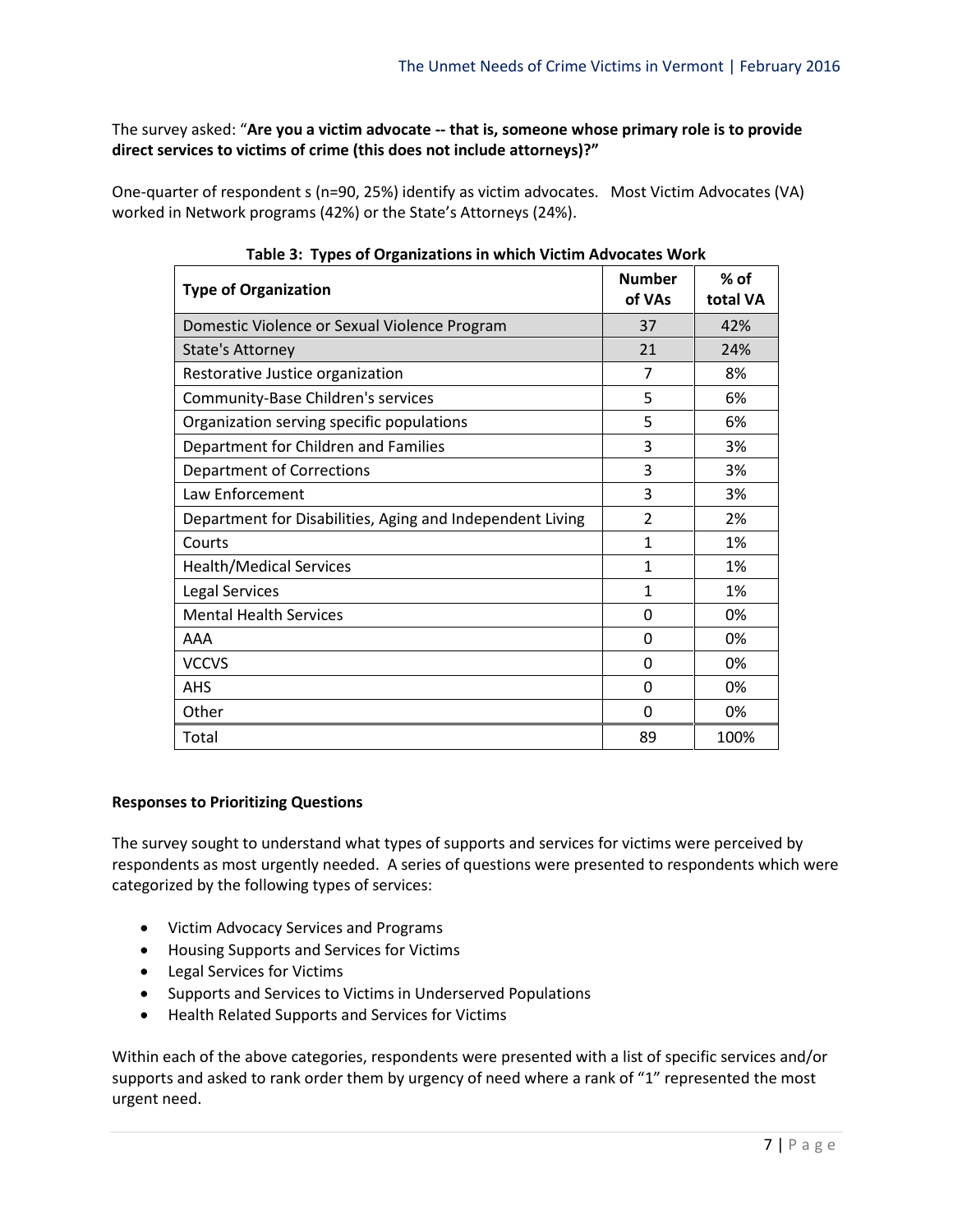The survey asked: "**Are you a victim advocate -- that is, someone whose primary role is to provide direct services to victims of crime (this does not include attorneys)?"**

One-quarter of respondent s (n=90, 25%) identify as victim advocates. Most Victim Advocates (VA) worked in Network programs (42%) or the State's Attorneys (24%).

**Table 3: Types of Organizations in which Victim Advocates Work**

| Type of Organization | Number of VAs | % of total VA |
|---|---|---|
| Domestic Violence or Sexual Violence Program | 37 | 42% |
| State's Attorney | 21 | 24% |
| Restorative Justice organization | 7 | 8% |
| Community-Base Children's services | 5 | 6% |
| Organization serving specific populations | 5 | 6% |
| Department for Children and Families | 3 | 3% |
| Department of Corrections | 3 | 3% |
| Law Enforcement | 3 | 3% |
| Department for Disabilities, Aging and Independent Living | 2 | 2% |
| Courts | 1 | 1% |
| Health/Medical Services | 1 | 1% |
| Legal Services | 1 | 1% |
| Mental Health Services | 0 | 0% |
| AAA | 0 | 0% |
| VCCVS | 0 | 0% |
| AHS | 0 | 0% |
| Other | 0 | 0% |
| Total | 89 | 100% |

**Responses to Prioritizing Questions**

The survey sought to understand what types of supports and services for victims were perceived by respondents as most urgently needed. A series of questions were presented to respondents which were categorized by the following types of services:

- Victim Advocacy Services and Programs
- Housing Supports and Services for Victims
- Legal Services for Victims
- Supports and Services to Victims in Underserved Populations
- Health Related Supports and Services for Victims

Within each of the above categories, respondents were presented with a list of specific services and/or supports and asked to rank order them by urgency of need where a rank of "1" represented the most urgent need.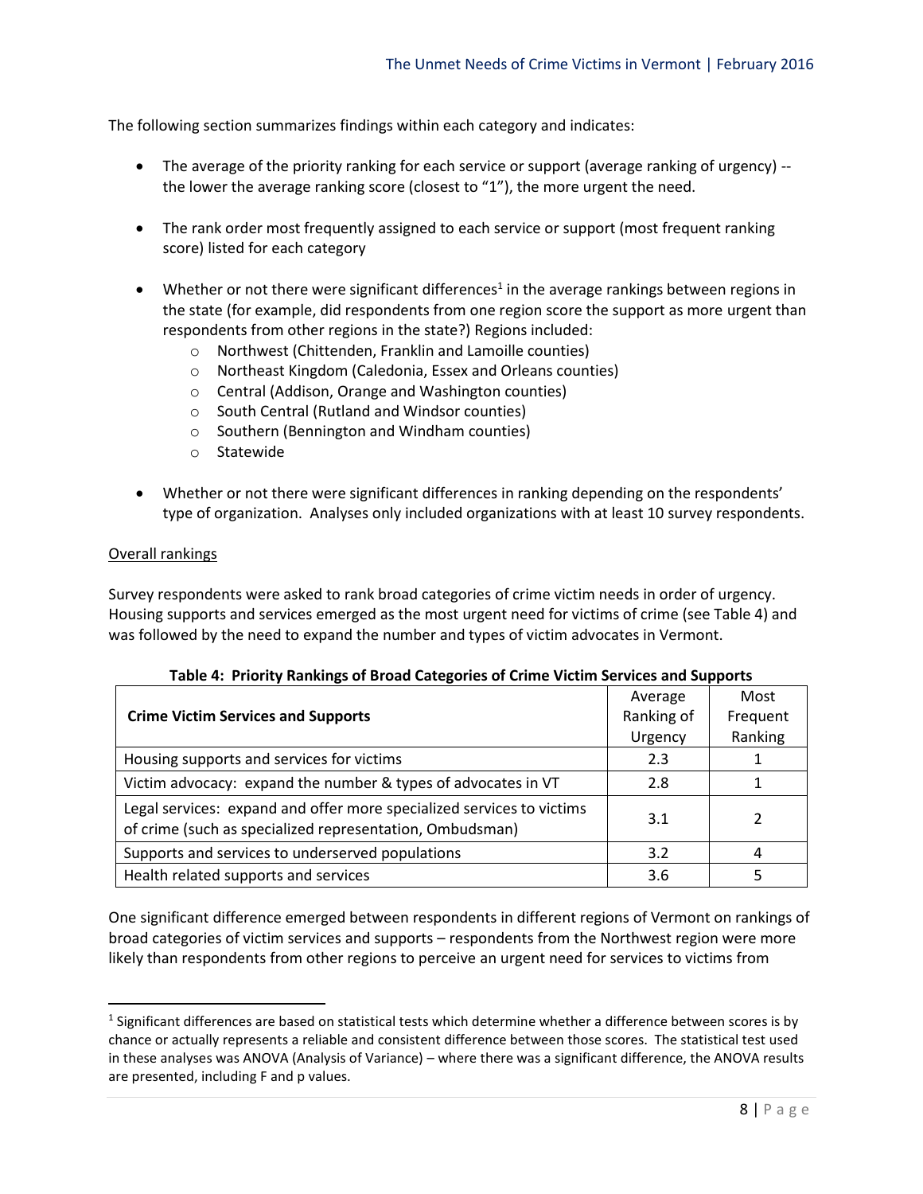The following section summarizes findings within each category and indicates:

- The average of the priority ranking for each service or support (average ranking of urgency) -- the lower the average ranking score (closest to "1"), the more urgent the need.

- The rank order most frequently assigned to each service or support (most frequent ranking score) listed for each category

- Whether or not there were significant differences[1] in the average rankings between regions in the state (for example, did respondents from one region score the support as more urgent than respondents from other regions in the state?) Regions included:
  - Northwest (Chittenden, Franklin and Lamoille counties)
  - Northeast Kingdom (Caledonia, Essex and Orleans counties)
  - Central (Addison, Orange and Washington counties)
  - South Central (Rutland and Windsor counties)
  - Southern (Bennington and Windham counties)
  - Statewide

- Whether or not there were significant differences in ranking depending on the respondents' type of organization. Analyses only included organizations with at least 10 survey respondents.

<u>Overall rankings</u>

Survey respondents were asked to rank broad categories of crime victim needs in order of urgency. Housing supports and services emerged as the most urgent need for victims of crime (see Table 4) and was followed by the need to expand the number and types of victim advocates in Vermont.

**Table 4: Priority Rankings of Broad Categories of Crime Victim Services and Supports**

| **Crime Victim Services and Supports** | Average Ranking of Urgency | Most Frequent Ranking |
|---|---|---|
| Housing supports and services for victims | 2.3 | 1 |
| Victim advocacy: expand the number & types of advocates in VT | 2.8 | 1 |
| Legal services: expand and offer more specialized services to victims of crime (such as specialized representation, Ombudsman) | 3.1 | 2 |
| Supports and services to underserved populations | 3.2 | 4 |
| Health related supports and services | 3.6 | 5 |

One significant difference emerged between respondents in different regions of Vermont on rankings of broad categories of victim services and supports – respondents from the Northwest region were more likely than respondents from other regions to perceive an urgent need for services to victims from

---

[1] Significant differences are based on statistical tests which determine whether a difference between scores is by chance or actually represents a reliable and consistent difference between those scores. The statistical test used in these analyses was ANOVA (Analysis of Variance) – where there was a significant difference, the ANOVA results are presented, including F and p values.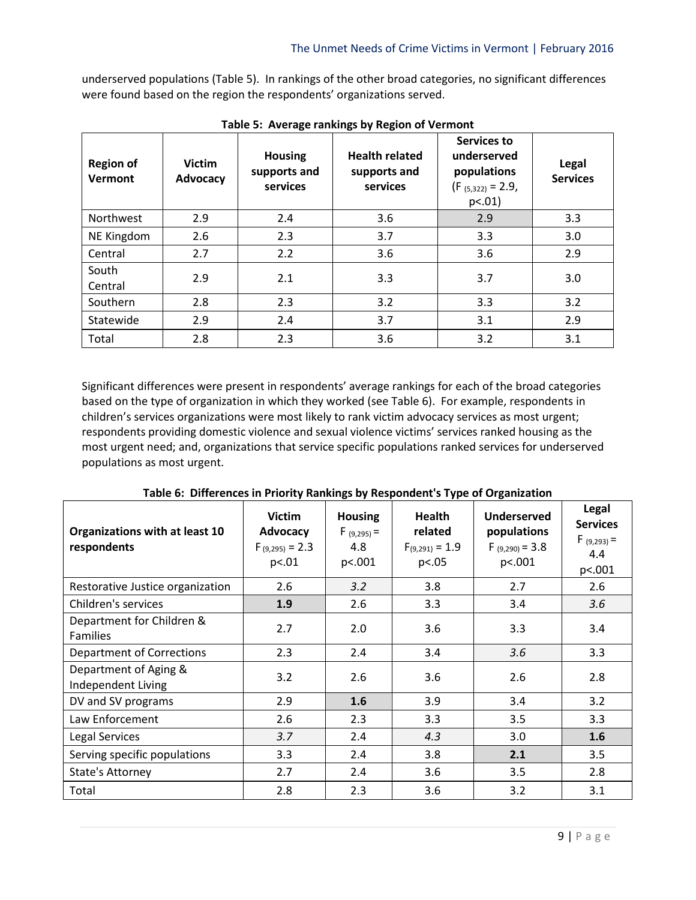underserved populations (Table 5). In rankings of the other broad categories, no significant differences were found based on the region the respondents' organizations served.

**Table 5: Average rankings by Region of Vermont**

| Region of Vermont | Victim Advocacy | Housing supports and services | Health related supports and services | Services to underserved populations ($F_{(5,322)} = 2.9$, $p<.01$) | Legal Services |
|---|---|---|---|---|---|
| Northwest | 2.9 | 2.4 | 3.6 | 2.9 | 3.3 |
| NE Kingdom | 2.6 | 2.3 | 3.7 | 3.3 | 3.0 |
| Central | 2.7 | 2.2 | 3.6 | 3.6 | 2.9 |
| South Central | 2.9 | 2.1 | 3.3 | 3.7 | 3.0 |
| Southern | 2.8 | 2.3 | 3.2 | 3.3 | 3.2 |
| Statewide | 2.9 | 2.4 | 3.7 | 3.1 | 2.9 |
| Total | 2.8 | 2.3 | 3.6 | 3.2 | 3.1 |

Significant differences were present in respondents' average rankings for each of the broad categories based on the type of organization in which they worked (see Table 6). For example, respondents in children's services organizations were most likely to rank victim advocacy services as most urgent; respondents providing domestic violence and sexual violence victims' services ranked housing as the most urgent need; and, organizations that service specific populations ranked services for underserved populations as most urgent.

**Table 6: Differences in Priority Rankings by Respondent's Type of Organization**

| Organizations with at least 10 respondents | Victim Advocacy $F_{(9,295)} = 2.3$ $p<.01$ | Housing $F_{(9,295)} = 4.8$ $p<.001$ | Health related $F_{(9,291)} = 1.9$ $p<.05$ | Underserved populations $F_{(9,290)} = 3.8$ $p<.001$ | Legal Services $F_{(9,293)} = 4.4$ $p<.001$ |
|---|---|---|---|---|---|
| Restorative Justice organization | 2.6 | *3.2* | 3.8 | 2.7 | 2.6 |
| Children's services | **1.9** | 2.6 | 3.3 | 3.4 | *3.6* |
| Department for Children & Families | 2.7 | 2.0 | 3.6 | 3.3 | 3.4 |
| Department of Corrections | 2.3 | 2.4 | 3.4 | *3.6* | 3.3 |
| Department of Aging & Independent Living | 3.2 | 2.6 | 3.6 | 2.6 | 2.8 |
| DV and SV programs | 2.9 | **1.6** | 3.9 | 3.4 | 3.2 |
| Law Enforcement | 2.6 | 2.3 | 3.3 | 3.5 | 3.3 |
| Legal Services | *3.7* | 2.4 | *4.3* | 3.0 | **1.6** |
| Serving specific populations | 3.3 | 2.4 | 3.8 | **2.1** | 3.5 |
| State's Attorney | 2.7 | 2.4 | 3.6 | 3.5 | 2.8 |
| Total | 2.8 | 2.3 | 3.6 | 3.2 | 3.1 |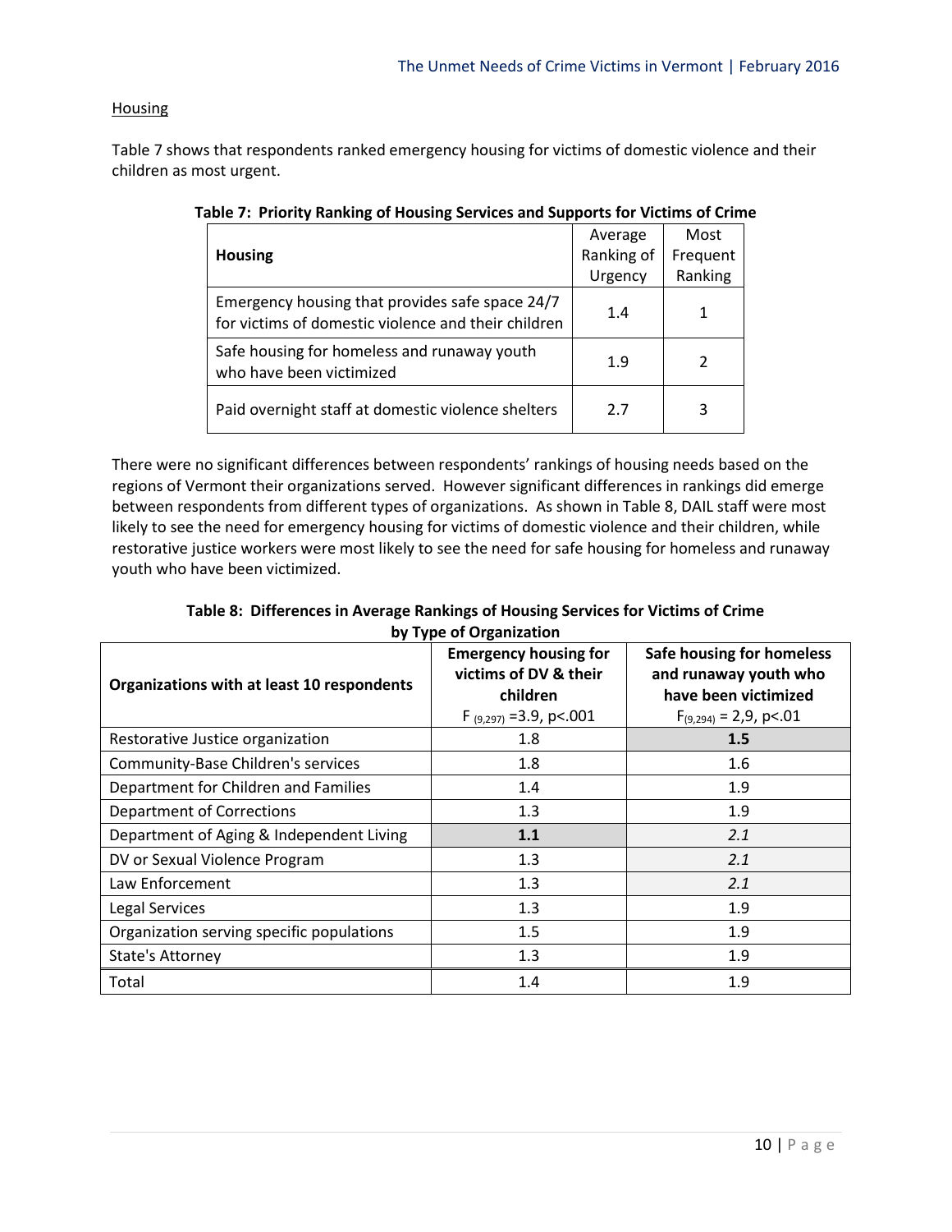Housing

Table 7 shows that respondents ranked emergency housing for victims of domestic violence and their children as most urgent.

**Table 7: Priority Ranking of Housing Services and Supports for Victims of Crime**

| Housing | Average Ranking of Urgency | Most Frequent Ranking |
|---|---|---|
| Emergency housing that provides safe space 24/7 for victims of domestic violence and their children | 1.4 | 1 |
| Safe housing for homeless and runaway youth who have been victimized | 1.9 | 2 |
| Paid overnight staff at domestic violence shelters | 2.7 | 3 |

There were no significant differences between respondents' rankings of housing needs based on the regions of Vermont their organizations served. However significant differences in rankings did emerge between respondents from different types of organizations. As shown in Table 8, DAIL staff were most likely to see the need for emergency housing for victims of domestic violence and their children, while restorative justice workers were most likely to see the need for safe housing for homeless and runaway youth who have been victimized.

**Table 8: Differences in Average Rankings of Housing Services for Victims of Crime by Type of Organization**

| Organizations with at least 10 respondents | Emergency housing for victims of DV & their children $F_{(9,297)}$ =3.9, $p<.001$ | Safe housing for homeless and runaway youth who have been victimized $F_{(9,294)}$ = 2,9, $p<.01$ |
|---|---|---|
| Restorative Justice organization | 1.8 | **1.5** |
| Community-Base Children's services | 1.8 | 1.6 |
| Department for Children and Families | 1.4 | 1.9 |
| Department of Corrections | 1.3 | 1.9 |
| Department of Aging & Independent Living | **1.1** | *2.1* |
| DV or Sexual Violence Program | 1.3 | *2.1* |
| Law Enforcement | 1.3 | *2.1* |
| Legal Services | 1.3 | 1.9 |
| Organization serving specific populations | 1.5 | 1.9 |
| State's Attorney | 1.3 | 1.9 |
| Total | 1.4 | 1.9 |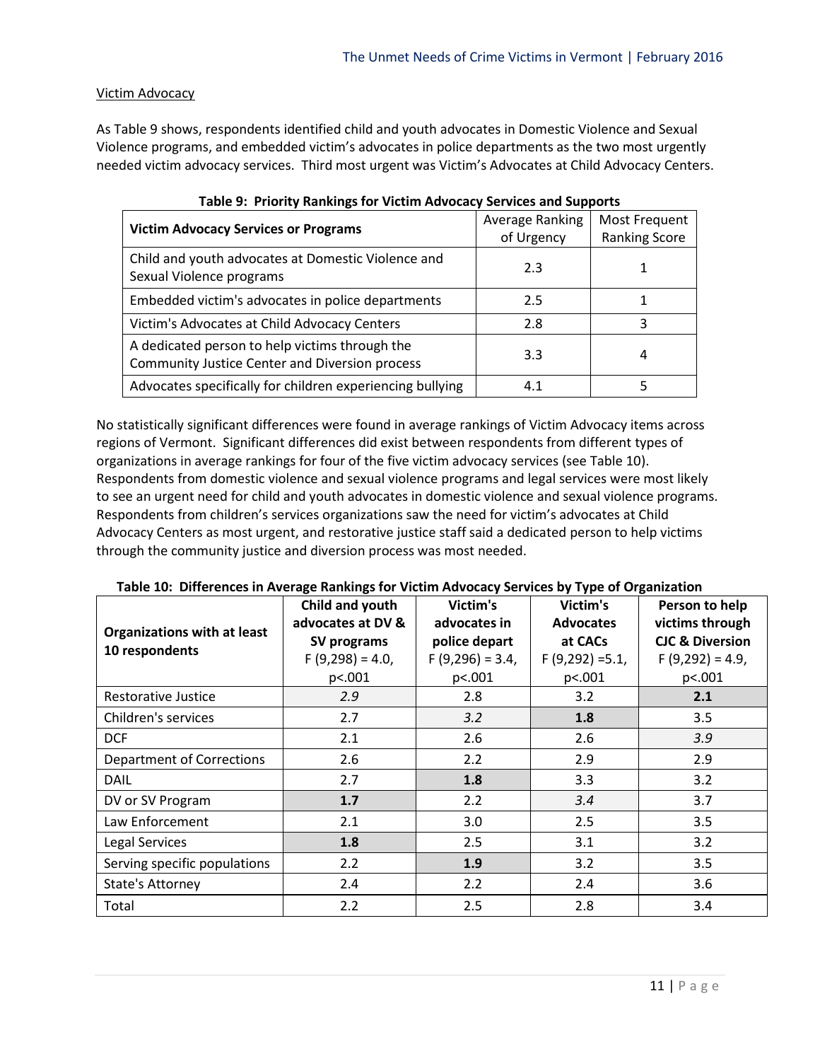Victim Advocacy

As Table 9 shows, respondents identified child and youth advocates in Domestic Violence and Sexual Violence programs, and embedded victim's advocates in police departments as the two most urgently needed victim advocacy services. Third most urgent was Victim's Advocates at Child Advocacy Centers.

**Table 9: Priority Rankings for Victim Advocacy Services and Supports**

| Victim Advocacy Services or Programs | Average Ranking of Urgency | Most Frequent Ranking Score |
|---|---|---|
| Child and youth advocates at Domestic Violence and Sexual Violence programs | 2.3 | 1 |
| Embedded victim's advocates in police departments | 2.5 | 1 |
| Victim's Advocates at Child Advocacy Centers | 2.8 | 3 |
| A dedicated person to help victims through the Community Justice Center and Diversion process | 3.3 | 4 |
| Advocates specifically for children experiencing bullying | 4.1 | 5 |

No statistically significant differences were found in average rankings of Victim Advocacy items across regions of Vermont. Significant differences did exist between respondents from different types of organizations in average rankings for four of the five victim advocacy services (see Table 10). Respondents from domestic violence and sexual violence programs and legal services were most likely to see an urgent need for child and youth advocates in domestic violence and sexual violence programs. Respondents from children's services organizations saw the need for victim's advocates at Child Advocacy Centers as most urgent, and restorative justice staff said a dedicated person to help victims through the community justice and diversion process was most needed.

**Table 10: Differences in Average Rankings for Victim Advocacy Services by Type of Organization**

| Organizations with at least 10 respondents | Child and youth advocates at DV & SV programs $F(9,298) = 4.0$, $p<.001$ | Victim's advocates in police depart $F(9,296) = 3.4$, $p<.001$ | Victim's Advocates at CACs $F(9,292) = 5.1$, $p<.001$ | Person to help victims through CJC & Diversion $F(9,292) = 4.9$, $p<.001$ |
|---|---|---|---|---|
| Restorative Justice | *2.9* | 2.8 | 3.2 | **2.1** |
| Children's services | 2.7 | *3.2* | **1.8** | 3.5 |
| DCF | 2.1 | 2.6 | 2.6 | *3.9* |
| Department of Corrections | 2.6 | 2.2 | 2.9 | 2.9 |
| DAIL | 2.7 | **1.8** | 3.3 | 3.2 |
| DV or SV Program | **1.7** | 2.2 | *3.4* | 3.7 |
| Law Enforcement | 2.1 | 3.0 | 2.5 | 3.5 |
| Legal Services | **1.8** | 2.5 | 3.1 | 3.2 |
| Serving specific populations | 2.2 | **1.9** | 3.2 | 3.5 |
| State's Attorney | 2.4 | 2.2 | 2.4 | 3.6 |
| Total | 2.2 | 2.5 | 2.8 | 3.4 |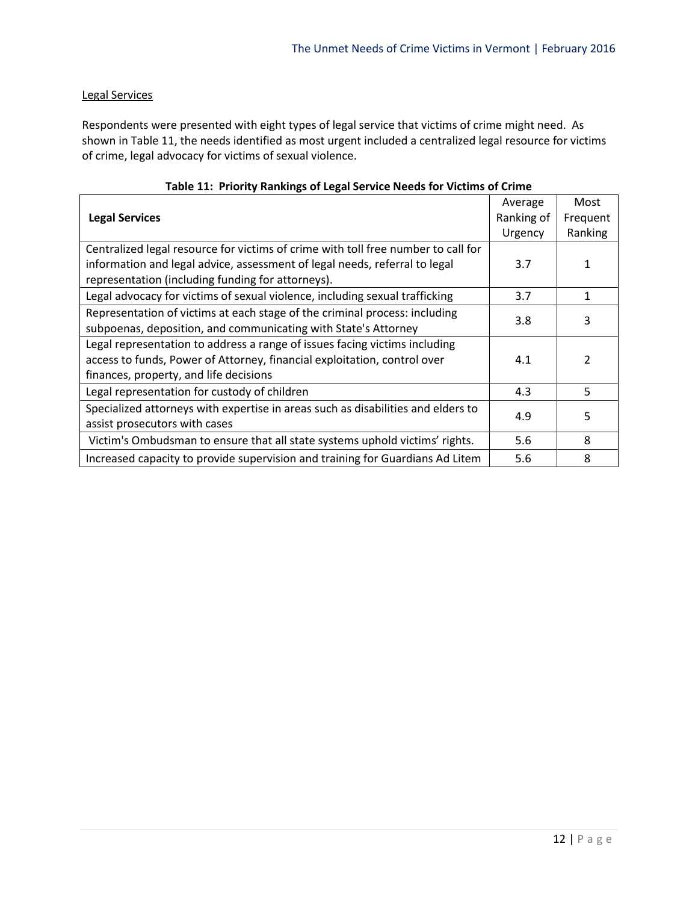Legal Services

Respondents were presented with eight types of legal service that victims of crime might need. As shown in Table 11, the needs identified as most urgent included a centralized legal resource for victims of crime, legal advocacy for victims of sexual violence.

**Table 11: Priority Rankings of Legal Service Needs for Victims of Crime**

| **Legal Services** | Average Ranking of Urgency | Most Frequent Ranking |
|---|---|---|
| Centralized legal resource for victims of crime with toll free number to call for information and legal advice, assessment of legal needs, referral to legal representation (including funding for attorneys). | 3.7 | 1 |
| Legal advocacy for victims of sexual violence, including sexual trafficking | 3.7 | 1 |
| Representation of victims at each stage of the criminal process: including subpoenas, deposition, and communicating with State's Attorney | 3.8 | 3 |
| Legal representation to address a range of issues facing victims including access to funds, Power of Attorney, financial exploitation, control over finances, property, and life decisions | 4.1 | 2 |
| Legal representation for custody of children | 4.3 | 5 |
| Specialized attorneys with expertise in areas such as disabilities and elders to assist prosecutors with cases | 4.9 | 5 |
| Victim's Ombudsman to ensure that all state systems uphold victims' rights. | 5.6 | 8 |
| Increased capacity to provide supervision and training for Guardians Ad Litem | 5.6 | 8 |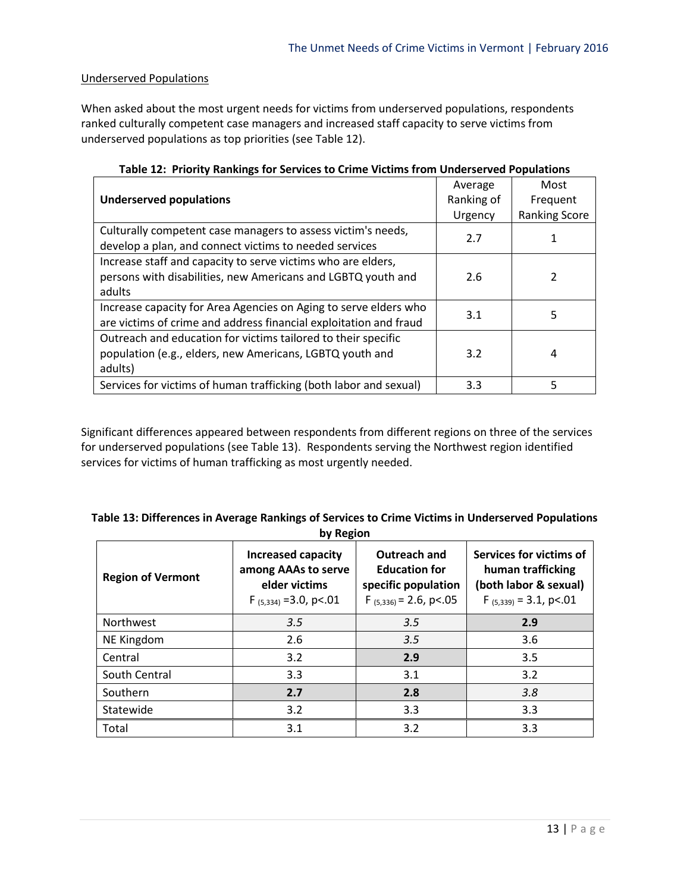Underserved Populations

When asked about the most urgent needs for victims from underserved populations, respondents ranked culturally competent case managers and increased staff capacity to serve victims from underserved populations as top priorities (see Table 12).

**Table 12: Priority Rankings for Services to Crime Victims from Underserved Populations**

| **Underserved populations** | Average Ranking of Urgency | Most Frequent Ranking Score |
|---|---|---|
| Culturally competent case managers to assess victim's needs, develop a plan, and connect victims to needed services | 2.7 | 1 |
| Increase staff and capacity to serve victims who are elders, persons with disabilities, new Americans and LGBTQ youth and adults | 2.6 | 2 |
| Increase capacity for Area Agencies on Aging to serve elders who are victims of crime and address financial exploitation and fraud | 3.1 | 5 |
| Outreach and education for victims tailored to their specific population (e.g., elders, new Americans, LGBTQ youth and adults) | 3.2 | 4 |
| Services for victims of human trafficking (both labor and sexual) | 3.3 | 5 |

Significant differences appeared between respondents from different regions on three of the services for underserved populations (see Table 13). Respondents serving the Northwest region identified services for victims of human trafficking as most urgently needed.

**Table 13: Differences in Average Rankings of Services to Crime Victims in Underserved Populations by Region**

| **Region of Vermont** | **Increased capacity among AAAs to serve elder victims** $F_{(5,334)} = 3.0, p<.01$ | **Outreach and Education for specific population** $F_{(5,336)} = 2.6, p<.05$ | **Services for victims of human trafficking (both labor & sexual)** $F_{(5,339)} = 3.1, p<.01$ |
|---|---|---|---|
| Northwest | *3.5* | *3.5* | **2.9** |
| NE Kingdom | 2.6 | *3.5* | 3.6 |
| Central | 3.2 | **2.9** | 3.5 |
| South Central | 3.3 | 3.1 | 3.2 |
| Southern | **2.7** | **2.8** | *3.8* |
| Statewide | 3.2 | 3.3 | 3.3 |
| Total | 3.1 | 3.2 | 3.3 |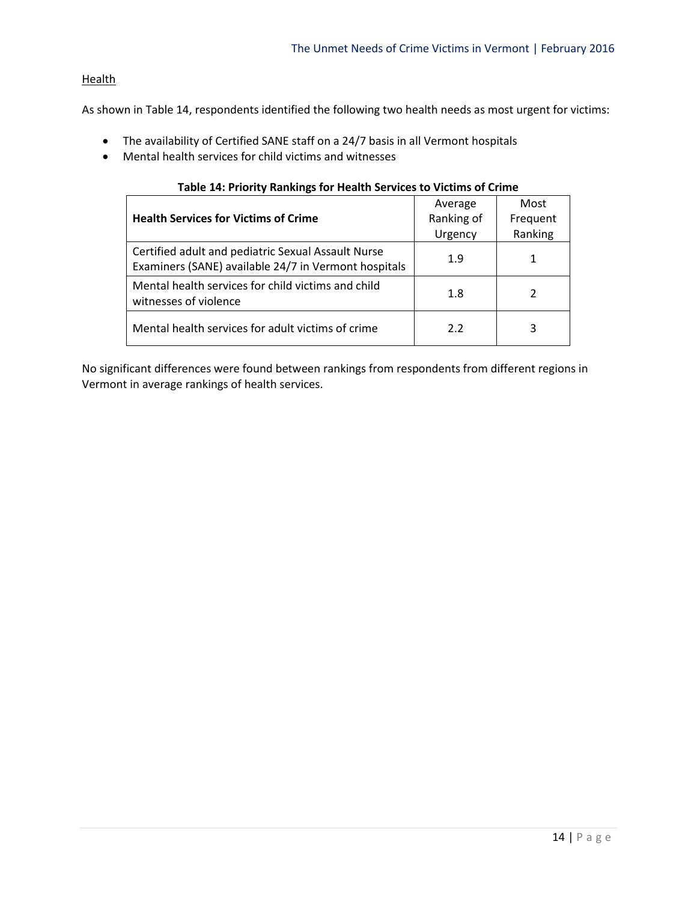Health

As shown in Table 14, respondents identified the following two health needs as most urgent for victims:

- The availability of Certified SANE staff on a 24/7 basis in all Vermont hospitals
- Mental health services for child victims and witnesses

**Table 14: Priority Rankings for Health Services to Victims of Crime**

| Health Services for Victims of Crime | Average Ranking of Urgency | Most Frequent Ranking |
|---|---|---|
| Certified adult and pediatric Sexual Assault Nurse Examiners (SANE) available 24/7 in Vermont hospitals | 1.9 | 1 |
| Mental health services for child victims and child witnesses of violence | 1.8 | 2 |
| Mental health services for adult victims of crime | 2.2 | 3 |

No significant differences were found between rankings from respondents from different regions in Vermont in average rankings of health services.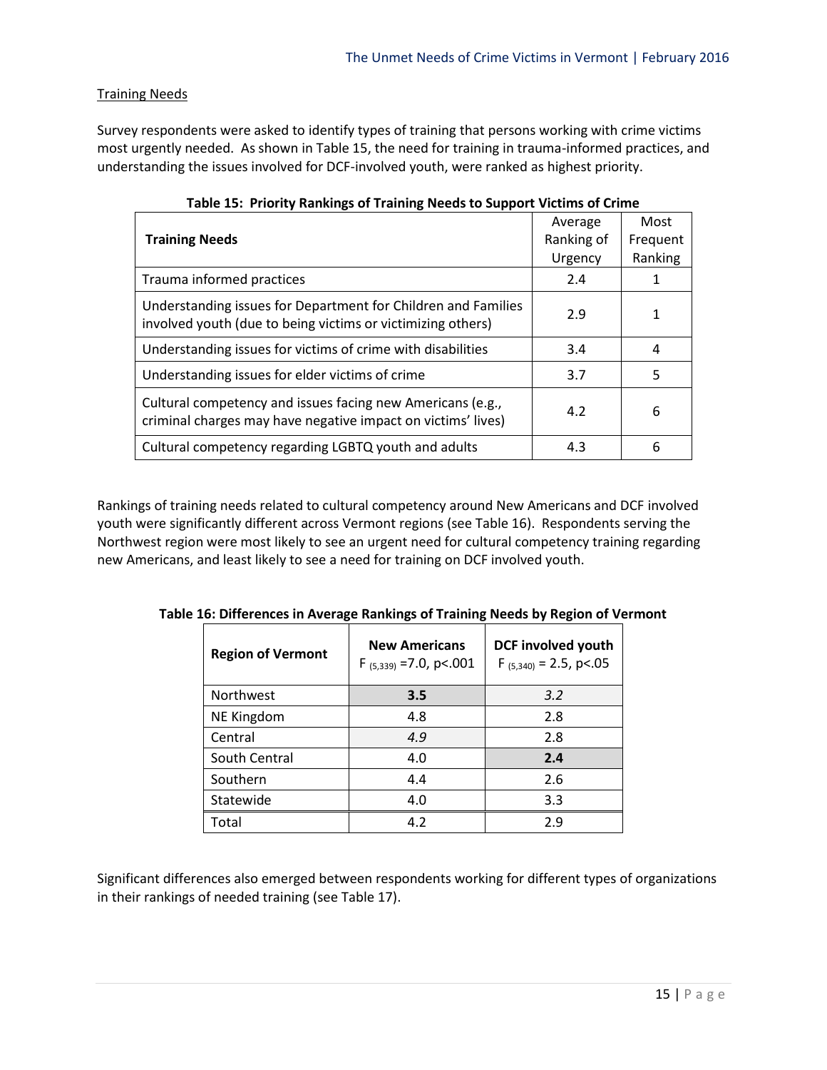Training Needs

Survey respondents were asked to identify types of training that persons working with crime victims most urgently needed. As shown in Table 15, the need for training in trauma-informed practices, and understanding the issues involved for DCF-involved youth, were ranked as highest priority.

**Table 15: Priority Rankings of Training Needs to Support Victims of Crime**

| **Training Needs** | Average Ranking of Urgency | Most Frequent Ranking |
|---|---|---|
| Trauma informed practices | 2.4 | 1 |
| Understanding issues for Department for Children and Families involved youth (due to being victims or victimizing others) | 2.9 | 1 |
| Understanding issues for victims of crime with disabilities | 3.4 | 4 |
| Understanding issues for elder victims of crime | 3.7 | 5 |
| Cultural competency and issues facing new Americans (e.g., criminal charges may have negative impact on victims' lives) | 4.2 | 6 |
| Cultural competency regarding LGBTQ youth and adults | 4.3 | 6 |

Rankings of training needs related to cultural competency around New Americans and DCF involved youth were significantly different across Vermont regions (see Table 16). Respondents serving the Northwest region were most likely to see an urgent need for cultural competency training regarding new Americans, and least likely to see a need for training on DCF involved youth.

**Table 16: Differences in Average Rankings of Training Needs by Region of Vermont**

| **Region of Vermont** | **New Americans** $F_{(5,339)} = 7.0$, $p<.001$ | **DCF involved youth** $F_{(5,340)} = 2.5$, $p<.05$ |
|---|---|---|
| Northwest | **3.5** | *3.2* |
| NE Kingdom | 4.8 | 2.8 |
| Central | *4.9* | 2.8 |
| South Central | 4.0 | **2.4** |
| Southern | 4.4 | 2.6 |
| Statewide | 4.0 | 3.3 |
| Total | 4.2 | 2.9 |

Significant differences also emerged between respondents working for different types of organizations in their rankings of needed training (see Table 17).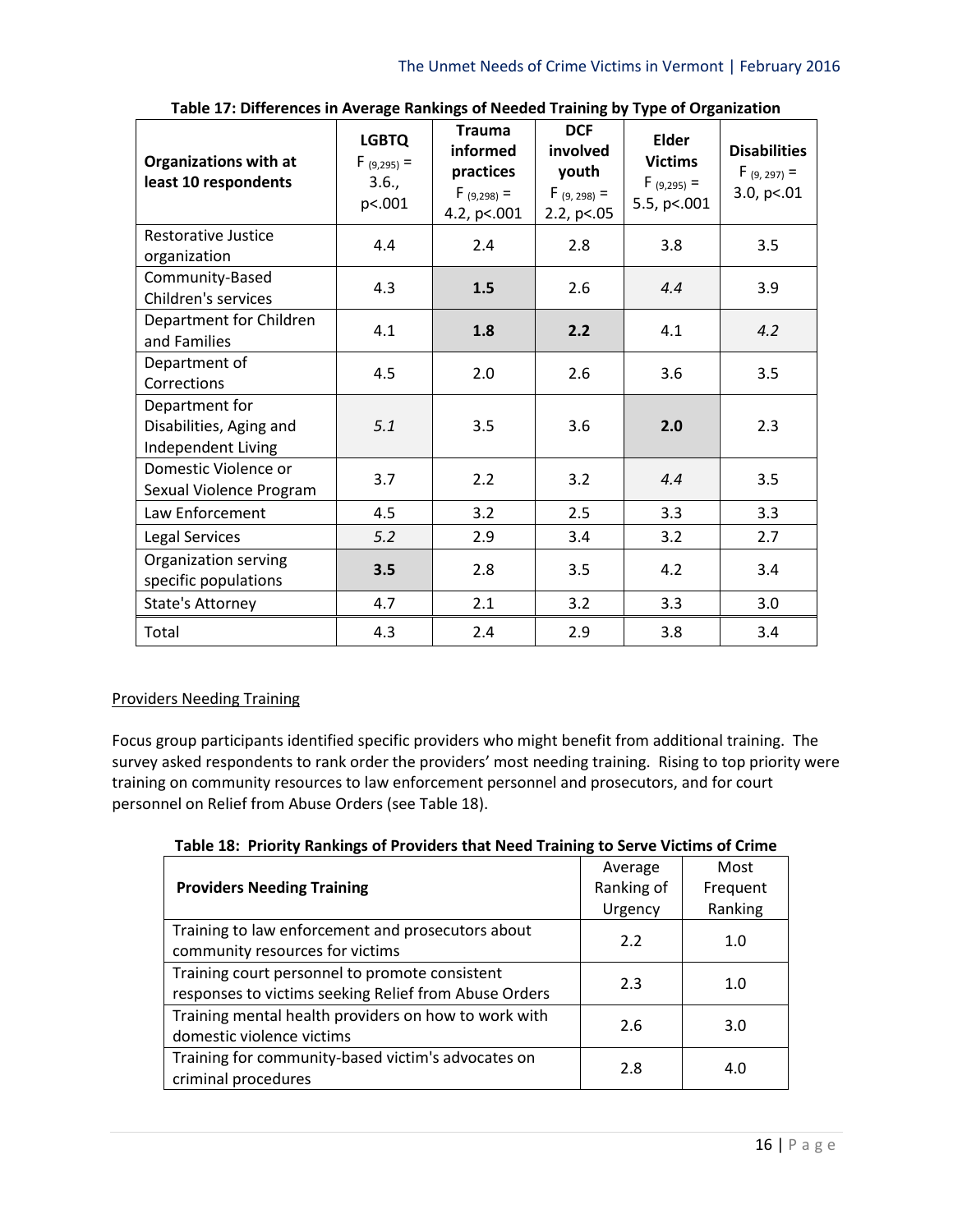**Table 17: Differences in Average Rankings of Needed Training by Type of Organization**

| Organizations with at least 10 respondents | LGBTQ $F_{(9,295)}$ = 3.6., p<.001 | Trauma informed practices $F_{(9,298)}$ = 4.2, p<.001 | DCF involved youth $F_{(9, 298)}$ = 2.2, p<.05 | Elder Victims $F_{(9,295)}$ = 5.5, p<.001 | Disabilities $F_{(9, 297)}$ = 3.0, p<.01 |
|---|---|---|---|---|---|
| Restorative Justice organization | 4.4 | 2.4 | 2.8 | 3.8 | 3.5 |
| Community-Based Children's services | 4.3 | **1.5** | 2.6 | *4.4* | 3.9 |
| Department for Children and Families | 4.1 | **1.8** | **2.2** | 4.1 | *4.2* |
| Department of Corrections | 4.5 | 2.0 | 2.6 | 3.6 | 3.5 |
| Department for Disabilities, Aging and Independent Living | *5.1* | 3.5 | 3.6 | **2.0** | 2.3 |
| Domestic Violence or Sexual Violence Program | 3.7 | 2.2 | 3.2 | *4.4* | 3.5 |
| Law Enforcement | 4.5 | 3.2 | 2.5 | 3.3 | 3.3 |
| Legal Services | *5.2* | 2.9 | 3.4 | 3.2 | 2.7 |
| Organization serving specific populations | **3.5** | 2.8 | 3.5 | 4.2 | 3.4 |
| State's Attorney | 4.7 | 2.1 | 3.2 | 3.3 | 3.0 |
| Total | 4.3 | 2.4 | 2.9 | 3.8 | 3.4 |

Providers Needing Training

Focus group participants identified specific providers who might benefit from additional training. The survey asked respondents to rank order the providers' most needing training. Rising to top priority were training on community resources to law enforcement personnel and prosecutors, and for court personnel on Relief from Abuse Orders (see Table 18).

**Table 18: Priority Rankings of Providers that Need Training to Serve Victims of Crime**

| **Providers Needing Training** | Average Ranking of Urgency | Most Frequent Ranking |
|---|---|---|
| Training to law enforcement and prosecutors about community resources for victims | 2.2 | 1.0 |
| Training court personnel to promote consistent responses to victims seeking Relief from Abuse Orders | 2.3 | 1.0 |
| Training mental health providers on how to work with domestic violence victims | 2.6 | 3.0 |
| Training for community-based victim's advocates on criminal procedures | 2.8 | 4.0 |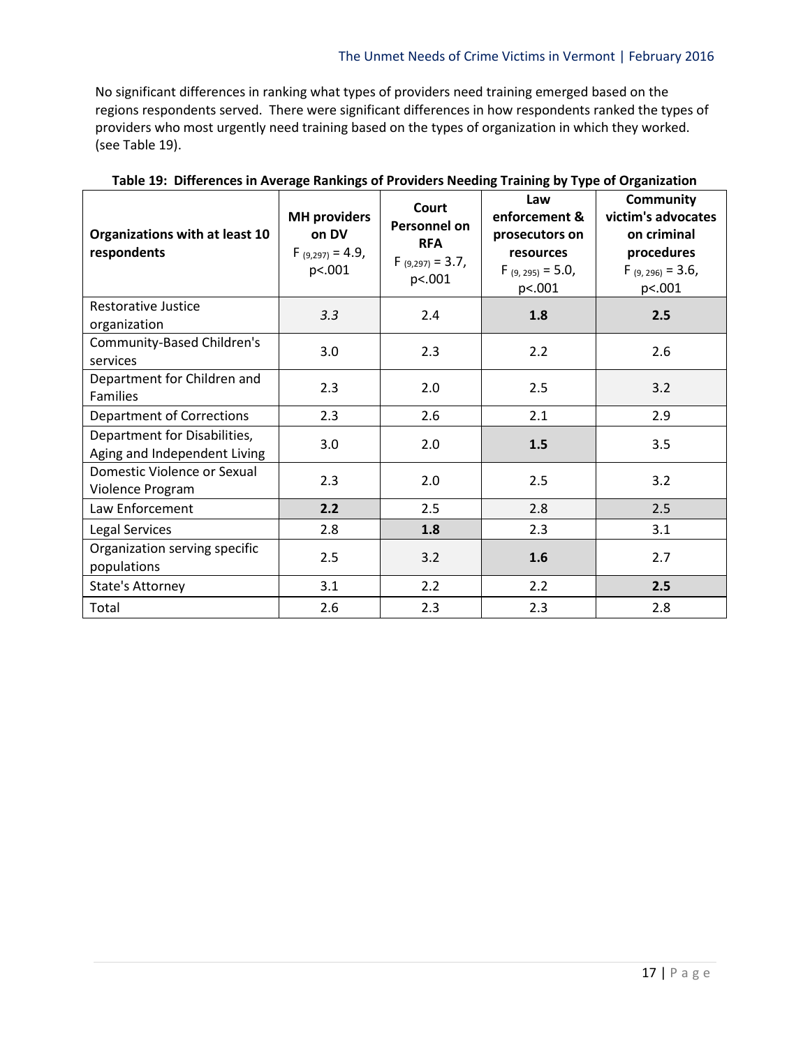No significant differences in ranking what types of providers need training emerged based on the regions respondents served. There were significant differences in how respondents ranked the types of providers who most urgently need training based on the types of organization in which they worked. (see Table 19).

**Table 19: Differences in Average Rankings of Providers Needing Training by Type of Organization**

| Organizations with at least 10 respondents | MH providers on DV $F_{(9,297)} = 4.9$, $p<.001$ | Court Personnel on RFA $F_{(9,297)} = 3.7$, $p<.001$ | Law enforcement & prosecutors on resources $F_{(9, 295)} = 5.0$, $p<.001$ | Community victim's advocates on criminal procedures $F_{(9, 296)} = 3.6$, $p<.001$ |
|---|---|---|---|---|
| Restorative Justice organization | *3.3* | 2.4 | **1.8** | **2.5** |
| Community-Based Children's services | 3.0 | 2.3 | 2.2 | 2.6 |
| Department for Children and Families | 2.3 | 2.0 | 2.5 | 3.2 |
| Department of Corrections | 2.3 | 2.6 | 2.1 | 2.9 |
| Department for Disabilities, Aging and Independent Living | 3.0 | 2.0 | **1.5** | 3.5 |
| Domestic Violence or Sexual Violence Program | 2.3 | 2.0 | 2.5 | 3.2 |
| Law Enforcement | **2.2** | 2.5 | 2.8 | 2.5 |
| Legal Services | 2.8 | **1.8** | 2.3 | 3.1 |
| Organization serving specific populations | 2.5 | 3.2 | **1.6** | 2.7 |
| State's Attorney | 3.1 | 2.2 | 2.2 | **2.5** |
| Total | 2.6 | 2.3 | 2.3 | 2.8 |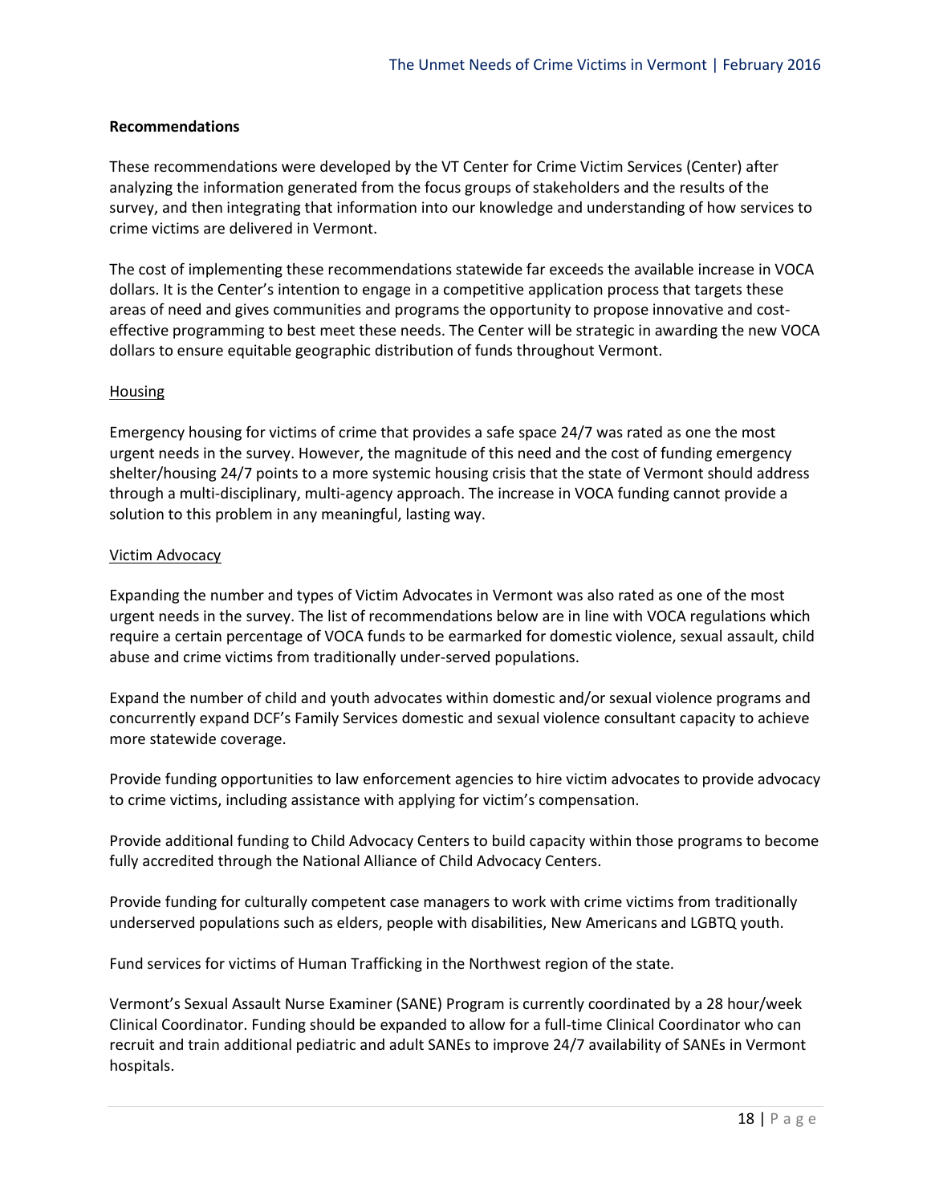**Recommendations**

These recommendations were developed by the VT Center for Crime Victim Services (Center) after analyzing the information generated from the focus groups of stakeholders and the results of the survey, and then integrating that information into our knowledge and understanding of how services to crime victims are delivered in Vermont.

The cost of implementing these recommendations statewide far exceeds the available increase in VOCA dollars. It is the Center's intention to engage in a competitive application process that targets these areas of need and gives communities and programs the opportunity to propose innovative and cost-effective programming to best meet these needs. The Center will be strategic in awarding the new VOCA dollars to ensure equitable geographic distribution of funds throughout Vermont.

Housing

Emergency housing for victims of crime that provides a safe space 24/7 was rated as one the most urgent needs in the survey. However, the magnitude of this need and the cost of funding emergency shelter/housing 24/7 points to a more systemic housing crisis that the state of Vermont should address through a multi-disciplinary, multi-agency approach. The increase in VOCA funding cannot provide a solution to this problem in any meaningful, lasting way.

Victim Advocacy

Expanding the number and types of Victim Advocates in Vermont was also rated as one of the most urgent needs in the survey. The list of recommendations below are in line with VOCA regulations which require a certain percentage of VOCA funds to be earmarked for domestic violence, sexual assault, child abuse and crime victims from traditionally under-served populations.

Expand the number of child and youth advocates within domestic and/or sexual violence programs and concurrently expand DCF's Family Services domestic and sexual violence consultant capacity to achieve more statewide coverage.

Provide funding opportunities to law enforcement agencies to hire victim advocates to provide advocacy to crime victims, including assistance with applying for victim's compensation.

Provide additional funding to Child Advocacy Centers to build capacity within those programs to become fully accredited through the National Alliance of Child Advocacy Centers.

Provide funding for culturally competent case managers to work with crime victims from traditionally underserved populations such as elders, people with disabilities, New Americans and LGBTQ youth.

Fund services for victims of Human Trafficking in the Northwest region of the state.

Vermont's Sexual Assault Nurse Examiner (SANE) Program is currently coordinated by a 28 hour/week Clinical Coordinator. Funding should be expanded to allow for a full-time Clinical Coordinator who can recruit and train additional pediatric and adult SANEs to improve 24/7 availability of SANEs in Vermont hospitals.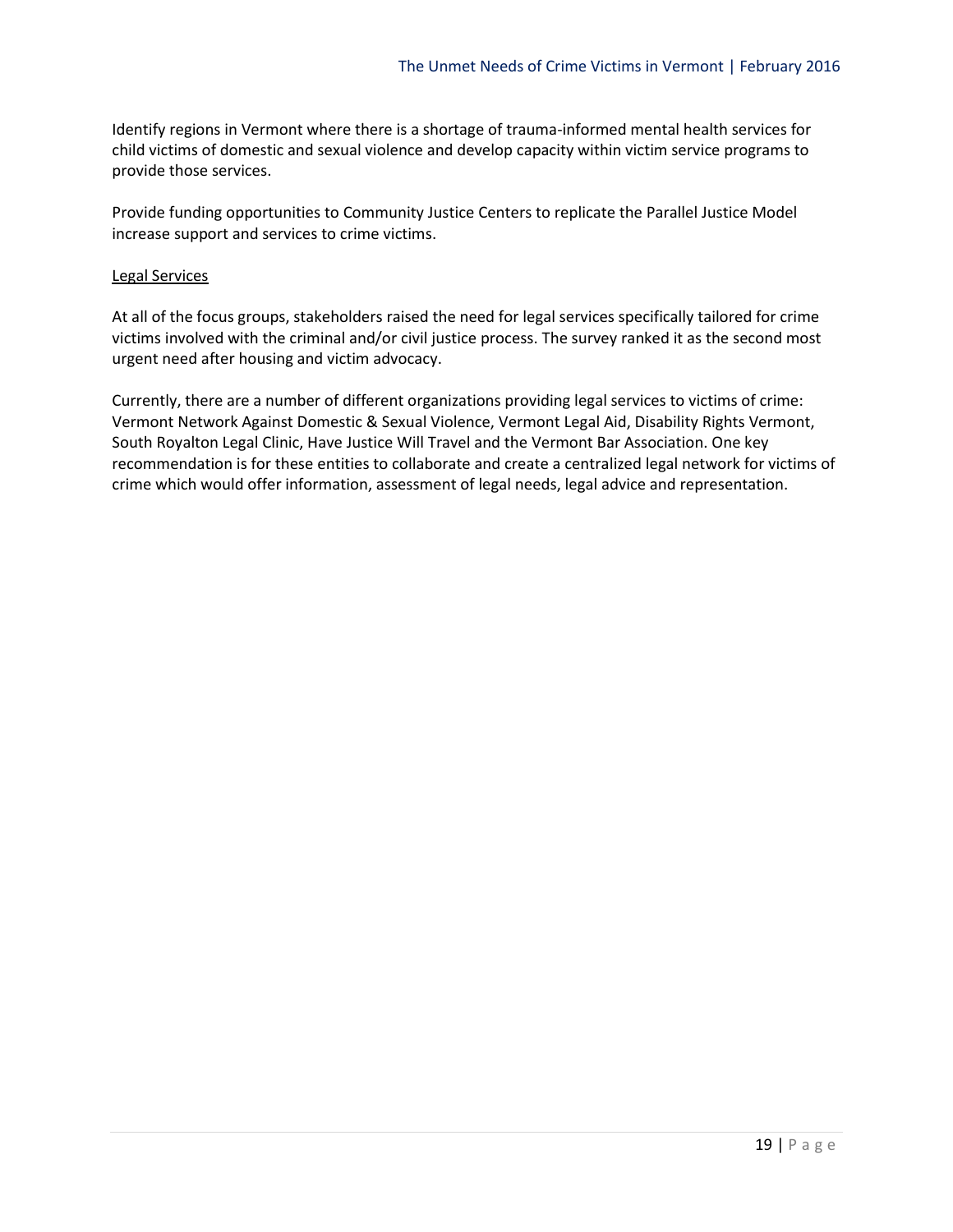Identify regions in Vermont where there is a shortage of trauma-informed mental health services for child victims of domestic and sexual violence and develop capacity within victim service programs to provide those services.

Provide funding opportunities to Community Justice Centers to replicate the Parallel Justice Model increase support and services to crime victims.

<u>Legal Services</u>

At all of the focus groups, stakeholders raised the need for legal services specifically tailored for crime victims involved with the criminal and/or civil justice process. The survey ranked it as the second most urgent need after housing and victim advocacy.

Currently, there are a number of different organizations providing legal services to victims of crime: Vermont Network Against Domestic & Sexual Violence, Vermont Legal Aid, Disability Rights Vermont, South Royalton Legal Clinic, Have Justice Will Travel and the Vermont Bar Association. One key recommendation is for these entities to collaborate and create a centralized legal network for victims of crime which would offer information, assessment of legal needs, legal advice and representation.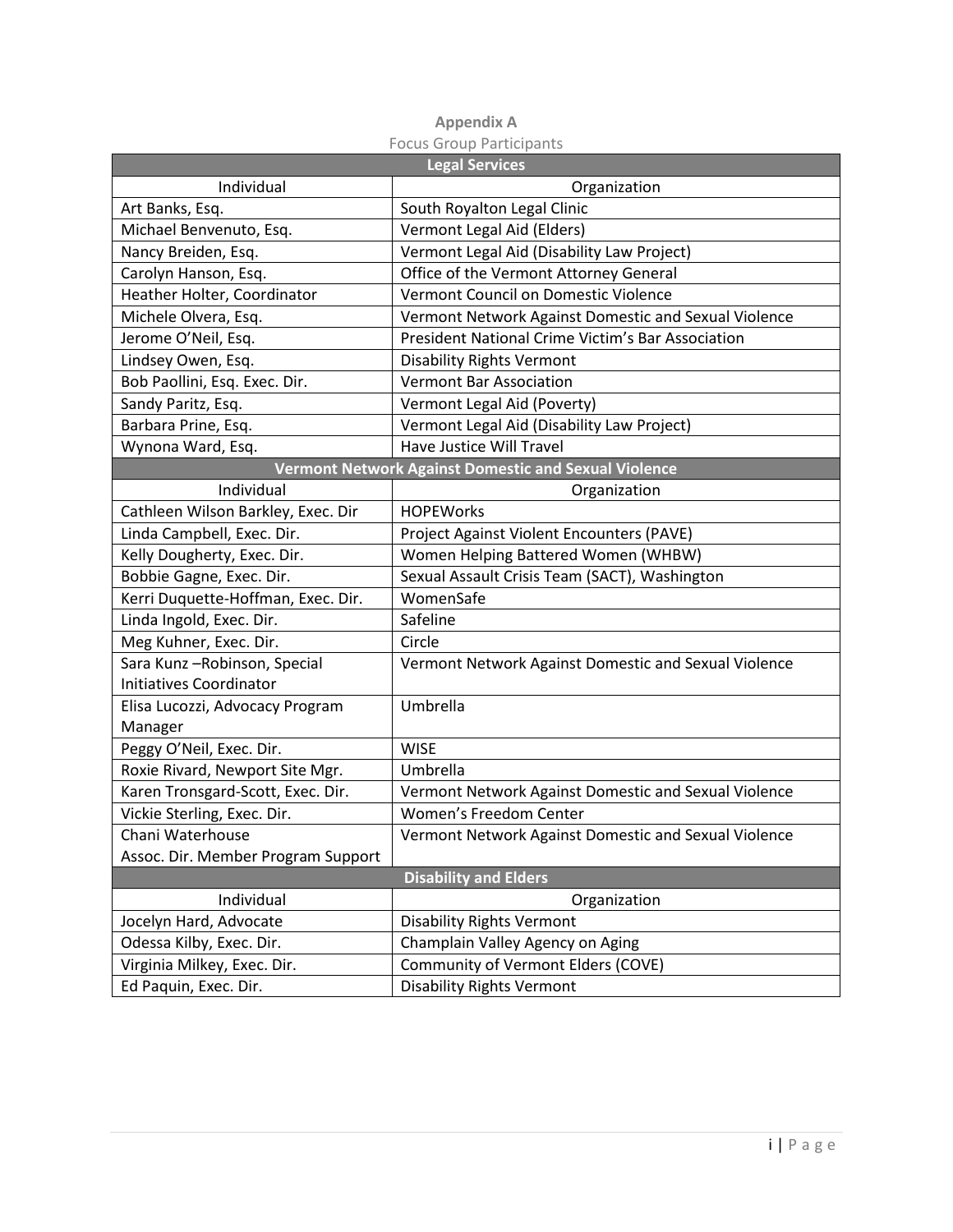**Appendix A**

Focus Group Participants

| Legal Services | |
|---|---|
| Individual | Organization |
| Art Banks, Esq. | South Royalton Legal Clinic |
| Michael Benvenuto, Esq. | Vermont Legal Aid (Elders) |
| Nancy Breiden, Esq. | Vermont Legal Aid (Disability Law Project) |
| Carolyn Hanson, Esq. | Office of the Vermont Attorney General |
| Heather Holter, Coordinator | Vermont Council on Domestic Violence |
| Michele Olvera, Esq. | Vermont Network Against Domestic and Sexual Violence |
| Jerome O'Neil, Esq. | President National Crime Victim's Bar Association |
| Lindsey Owen, Esq. | Disability Rights Vermont |
| Bob Paollini, Esq. Exec. Dir. | Vermont Bar Association |
| Sandy Paritz, Esq. | Vermont Legal Aid (Poverty) |
| Barbara Prine, Esq. | Vermont Legal Aid (Disability Law Project) |
| Wynona Ward, Esq. | Have Justice Will Travel |
| **Vermont Network Against Domestic and Sexual Violence** | |
| Individual | Organization |
| Cathleen Wilson Barkley, Exec. Dir | HOPEWorks |
| Linda Campbell, Exec. Dir. | Project Against Violent Encounters (PAVE) |
| Kelly Dougherty, Exec. Dir. | Women Helping Battered Women (WHBW) |
| Bobbie Gagne, Exec. Dir. | Sexual Assault Crisis Team (SACT), Washington |
| Kerri Duquette-Hoffman, Exec. Dir. | WomenSafe |
| Linda Ingold, Exec. Dir. | Safeline |
| Meg Kuhner, Exec. Dir. | Circle |
| Sara Kunz –Robinson, Special Initiatives Coordinator | Vermont Network Against Domestic and Sexual Violence |
| Elisa Lucozzi, Advocacy Program Manager | Umbrella |
| Peggy O'Neil, Exec. Dir. | WISE |
| Roxie Rivard, Newport Site Mgr. | Umbrella |
| Karen Tronsgard-Scott, Exec. Dir. | Vermont Network Against Domestic and Sexual Violence |
| Vickie Sterling, Exec. Dir. | Women's Freedom Center |
| Chani Waterhouse Assoc. Dir. Member Program Support | Vermont Network Against Domestic and Sexual Violence |
| **Disability and Elders** | |
| Individual | Organization |
| Jocelyn Hard, Advocate | Disability Rights Vermont |
| Odessa Kilby, Exec. Dir. | Champlain Valley Agency on Aging |
| Virginia Milkey, Exec. Dir. | Community of Vermont Elders (COVE) |
| Ed Paquin, Exec. Dir. | Disability Rights Vermont |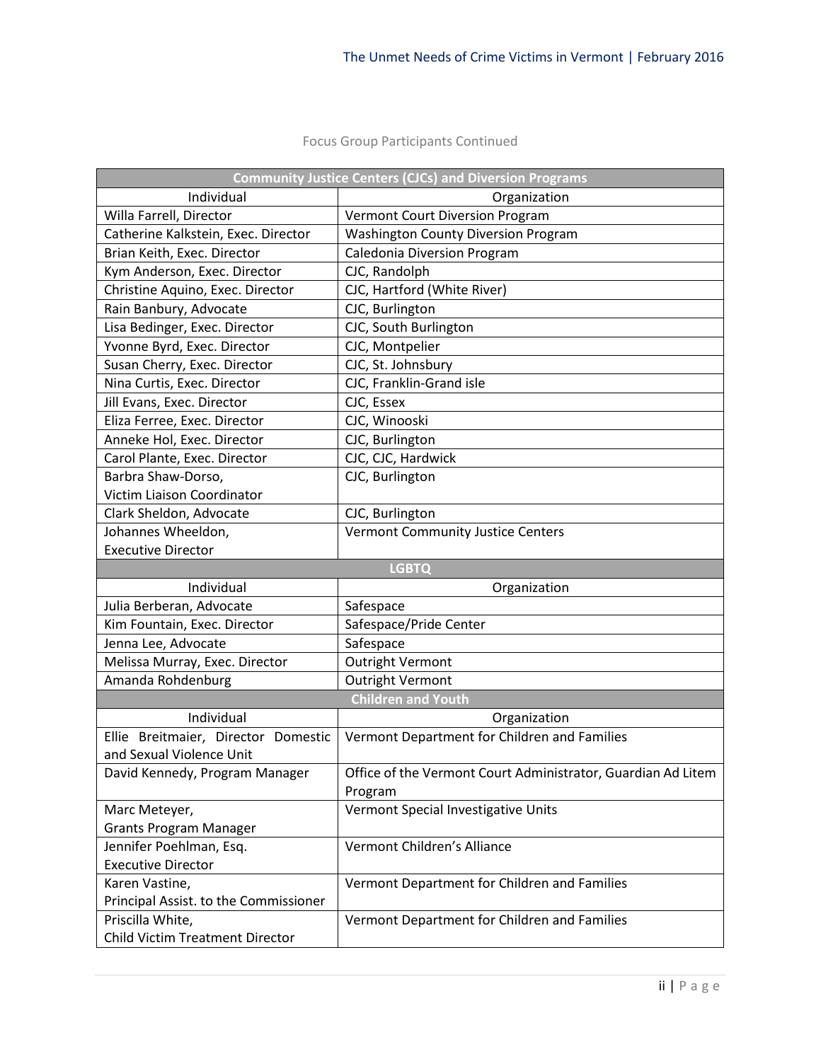Focus Group Participants Continued

| Community Justice Centers (CJCs) and Diversion Programs | |
|---|---|
| Individual | Organization |
| Willa Farrell, Director | Vermont Court Diversion Program |
| Catherine Kalkstein, Exec. Director | Washington County Diversion Program |
| Brian Keith, Exec. Director | Caledonia Diversion Program |
| Kym Anderson, Exec. Director | CJC, Randolph |
| Christine Aquino, Exec. Director | CJC, Hartford (White River) |
| Rain Banbury, Advocate | CJC, Burlington |
| Lisa Bedinger, Exec. Director | CJC, South Burlington |
| Yvonne Byrd, Exec. Director | CJC, Montpelier |
| Susan Cherry, Exec. Director | CJC, St. Johnsbury |
| Nina Curtis, Exec. Director | CJC, Franklin-Grand isle |
| Jill Evans, Exec. Director | CJC, Essex |
| Eliza Ferree, Exec. Director | CJC, Winooski |
| Anneke Hol, Exec. Director | CJC, Burlington |
| Carol Plante, Exec. Director | CJC, CJC, Hardwick |
| Barbra Shaw-Dorso, Victim Liaison Coordinator | CJC, Burlington |
| Clark Sheldon, Advocate | CJC, Burlington |
| Johannes Wheeldon, Executive Director | Vermont Community Justice Centers |
| **LGBTQ** | |
| Individual | Organization |
| Julia Berberan, Advocate | Safespace |
| Kim Fountain, Exec. Director | Safespace/Pride Center |
| Jenna Lee, Advocate | Safespace |
| Melissa Murray, Exec. Director | Outright Vermont |
| Amanda Rohdenburg | Outright Vermont |
| **Children and Youth** | |
| Individual | Organization |
| Ellie Breitmaier, Director Domestic and Sexual Violence Unit | Vermont Department for Children and Families |
| David Kennedy, Program Manager | Office of the Vermont Court Administrator, Guardian Ad Litem Program |
| Marc Meteyer, Grants Program Manager | Vermont Special Investigative Units |
| Jennifer Poehlman, Esq. Executive Director | Vermont Children's Alliance |
| Karen Vastine, Principal Assist. to the Commissioner | Vermont Department for Children and Families |
| Priscilla White, Child Victim Treatment Director | Vermont Department for Children and Families |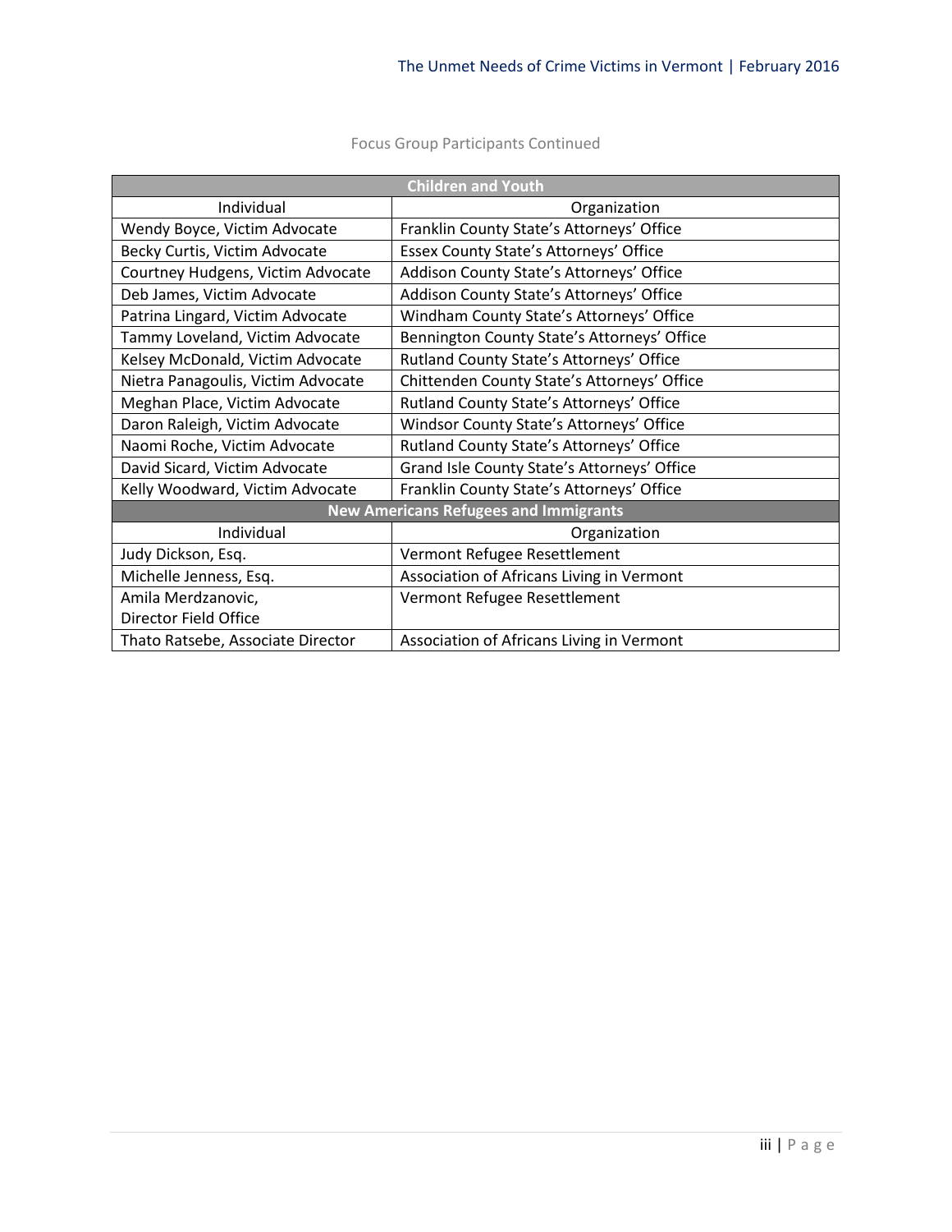Focus Group Participants Continued

| Children and Youth | |
|---|---|
| Individual | Organization |
| Wendy Boyce, Victim Advocate | Franklin County State's Attorneys' Office |
| Becky Curtis, Victim Advocate | Essex County State's Attorneys' Office |
| Courtney Hudgens, Victim Advocate | Addison County State's Attorneys' Office |
| Deb James, Victim Advocate | Addison County State's Attorneys' Office |
| Patrina Lingard, Victim Advocate | Windham County State's Attorneys' Office |
| Tammy Loveland, Victim Advocate | Bennington County State's Attorneys' Office |
| Kelsey McDonald, Victim Advocate | Rutland County State's Attorneys' Office |
| Nietra Panagoulis, Victim Advocate | Chittenden County State's Attorneys' Office |
| Meghan Place, Victim Advocate | Rutland County State's Attorneys' Office |
| Daron Raleigh, Victim Advocate | Windsor County State's Attorneys' Office |
| Naomi Roche, Victim Advocate | Rutland County State's Attorneys' Office |
| David Sicard, Victim Advocate | Grand Isle County State's Attorneys' Office |
| Kelly Woodward, Victim Advocate | Franklin County State's Attorneys' Office |
| **New Americans Refugees and Immigrants** | |
| Individual | Organization |
| Judy Dickson, Esq. | Vermont Refugee Resettlement |
| Michelle Jenness, Esq. | Association of Africans Living in Vermont |
| Amila Merdzanovic, Director Field Office | Vermont Refugee Resettlement |
| Thato Ratsebe, Associate Director | Association of Africans Living in Vermont |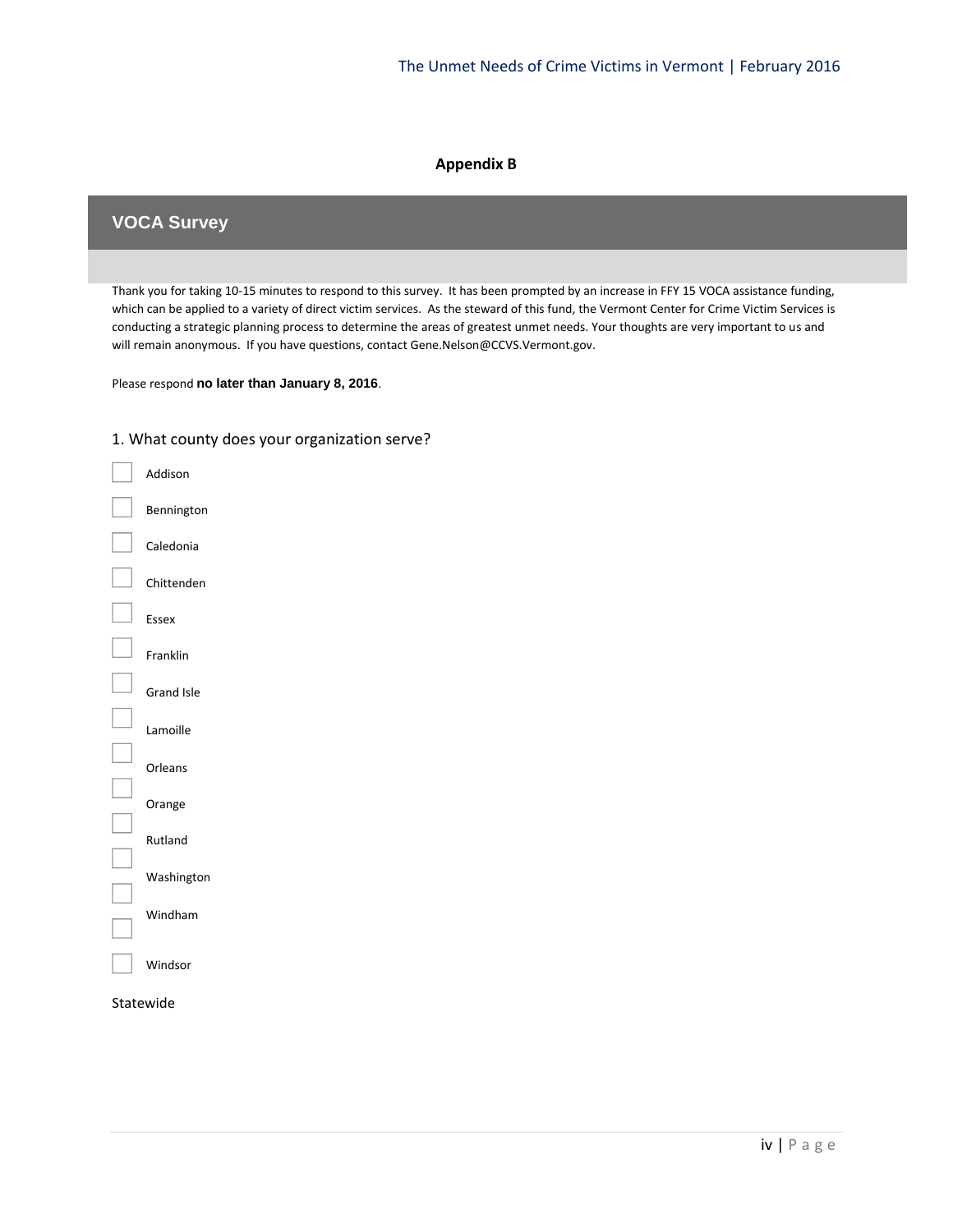**Appendix B**

## VOCA Survey

Thank you for taking 10-15 minutes to respond to this survey. It has been prompted by an increase in FFY 15 VOCA assistance funding, which can be applied to a variety of direct victim services. As the steward of this fund, the Vermont Center for Crime Victim Services is conducting a strategic planning process to determine the areas of greatest unmet needs. Your thoughts are very important to us and will remain anonymous. If you have questions, contact Gene.Nelson@CCVS.Vermont.gov.

Please respond **no later than January 8, 2016**.

### 1. What county does your organization serve?

- ☐ Addison
- ☐ Bennington
- ☐ Caledonia
- ☐ Chittenden
- ☐ Essex
- ☐ Franklin
- ☐ Grand Isle
- ☐ Lamoille
- ☐ Orleans
- ☐ Orange
- ☐ Rutland
- ☐ Washington
- ☐ Windham
- ☐ Windsor
- ☐ Statewide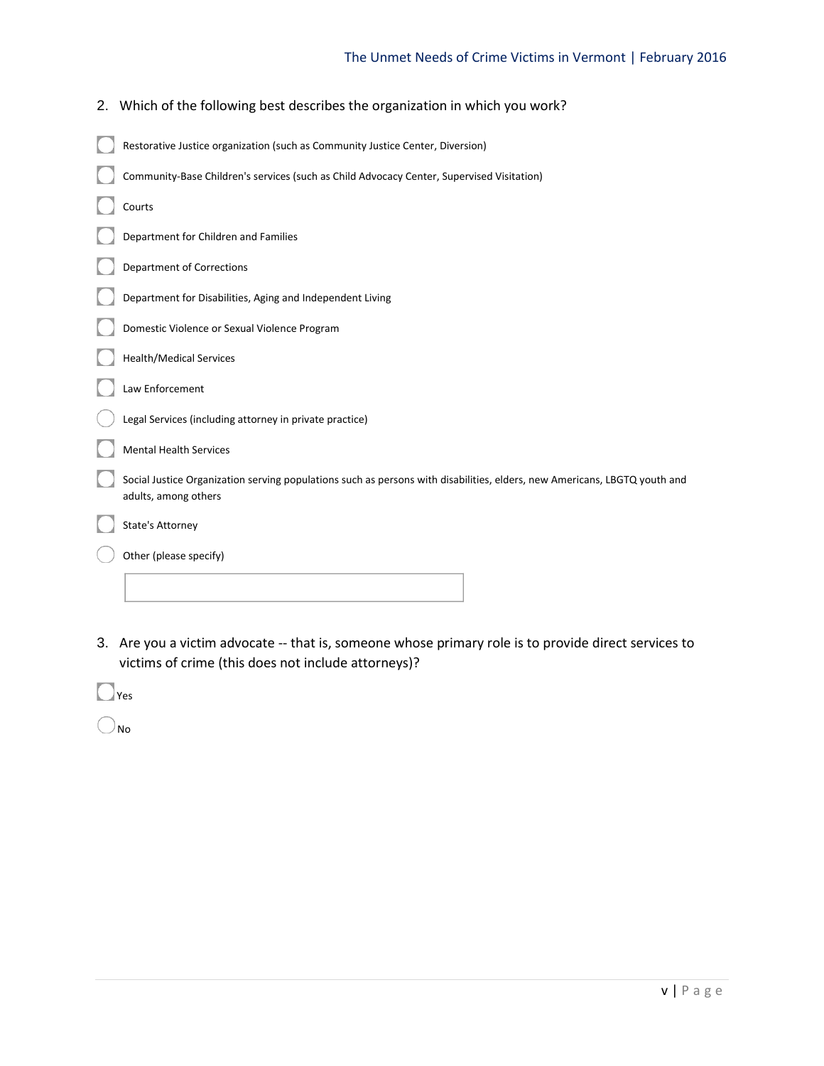2. Which of the following best describes the organization in which you work?

- Restorative Justice organization (such as Community Justice Center, Diversion)
- Community-Base Children's services (such as Child Advocacy Center, Supervised Visitation)
- Courts
- Department for Children and Families
- Department of Corrections
- Department for Disabilities, Aging and Independent Living
- Domestic Violence or Sexual Violence Program
- Health/Medical Services
- Law Enforcement
- Legal Services (including attorney in private practice)
- Mental Health Services
- Social Justice Organization serving populations such as persons with disabilities, elders, new Americans, LBGTQ youth and adults, among others
- State's Attorney
- Other (please specify)

3. Are you a victim advocate -- that is, someone whose primary role is to provide direct services to victims of crime (this does not include attorneys)?

- Yes
- No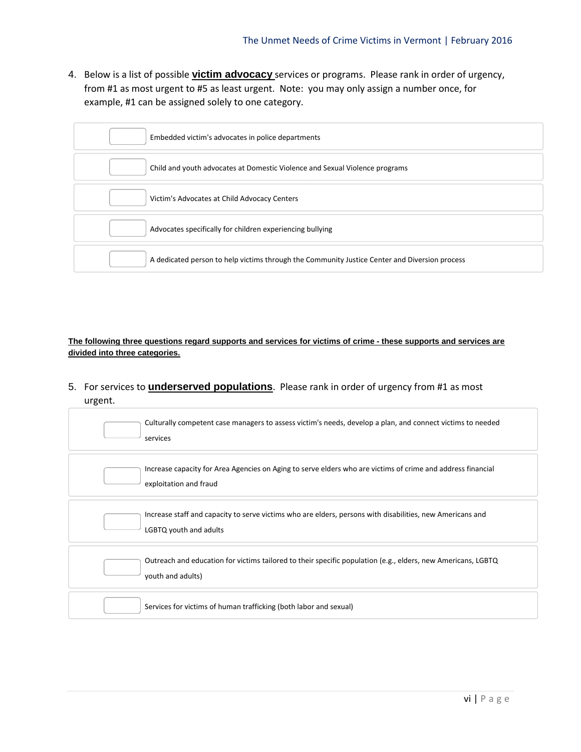4. Below is a list of possible **victim advocacy** services or programs. Please rank in order of urgency, from #1 as most urgent to #5 as least urgent. Note: you may only assign a number once, for example, #1 can be assigned solely to one category.

| Rank | Service or program |
|---|---|
| | Embedded victim's advocates in police departments |
| | Child and youth advocates at Domestic Violence and Sexual Violence programs |
| | Victim's Advocates at Child Advocacy Centers |
| | Advocates specifically for children experiencing bullying |
| | A dedicated person to help victims through the Community Justice Center and Diversion process |

**The following three questions regard supports and services for victims of crime - these supports and services are divided into three categories.**

5. For services to **underserved populations**. Please rank in order of urgency from #1 as most urgent.

| Rank | Service |
|---|---|
| | Culturally competent case managers to assess victim's needs, develop a plan, and connect victims to needed services |
| | Increase capacity for Area Agencies on Aging to serve elders who are victims of crime and address financial exploitation and fraud |
| | Increase staff and capacity to serve victims who are elders, persons with disabilities, new Americans and LGBTQ youth and adults |
| | Outreach and education for victims tailored to their specific population (e.g., elders, new Americans, LGBTQ youth and adults) |
| | Services for victims of human trafficking (both labor and sexual) |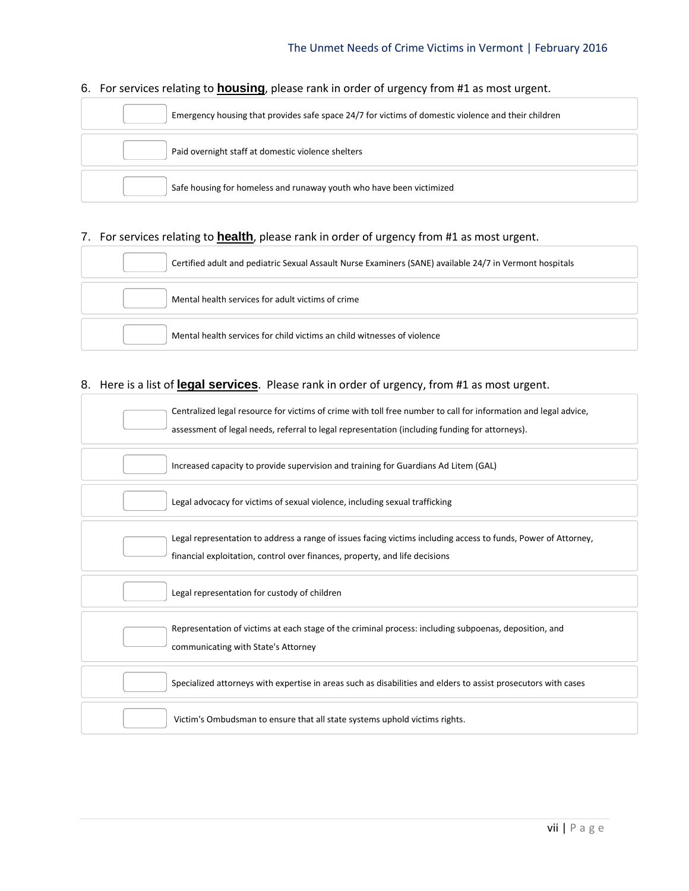6. For services relating to **housing**, please rank in order of urgency from #1 as most urgent.

- [ ] Emergency housing that provides safe space 24/7 for victims of domestic violence and their children
- [ ] Paid overnight staff at domestic violence shelters
- [ ] Safe housing for homeless and runaway youth who have been victimized

7. For services relating to **health**, please rank in order of urgency from #1 as most urgent.

- [ ] Certified adult and pediatric Sexual Assault Nurse Examiners (SANE) available 24/7 in Vermont hospitals
- [ ] Mental health services for adult victims of crime
- [ ] Mental health services for child victims an child witnesses of violence

8. Here is a list of **legal services**. Please rank in order of urgency, from #1 as most urgent.

- [ ] Centralized legal resource for victims of crime with toll free number to call for information and legal advice, assessment of legal needs, referral to legal representation (including funding for attorneys).
- [ ] Increased capacity to provide supervision and training for Guardians Ad Litem (GAL)
- [ ] Legal advocacy for victims of sexual violence, including sexual trafficking
- [ ] Legal representation to address a range of issues facing victims including access to funds, Power of Attorney, financial exploitation, control over finances, property, and life decisions
- [ ] Legal representation for custody of children
- [ ] Representation of victims at each stage of the criminal process: including subpoenas, deposition, and communicating with State's Attorney
- [ ] Specialized attorneys with expertise in areas such as disabilities and elders to assist prosecutors with cases
- [ ] Victim's Ombudsman to ensure that all state systems uphold victims rights.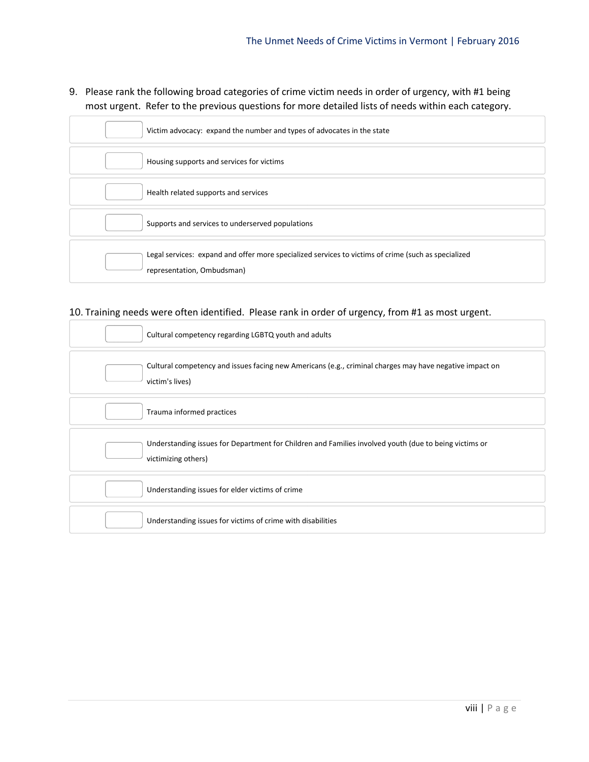9. Please rank the following broad categories of crime victim needs in order of urgency, with #1 being most urgent. Refer to the previous questions for more detailed lists of needs within each category.

| Rank | Category |
| --- | --- |
| | Victim advocacy: expand the number and types of advocates in the state |
| | Housing supports and services for victims |
| | Health related supports and services |
| | Supports and services to underserved populations |
| | Legal services: expand and offer more specialized services to victims of crime (such as specialized representation, Ombudsman) |

10. Training needs were often identified. Please rank in order of urgency, from #1 as most urgent.

| Rank | Training need |
| --- | --- |
| | Cultural competency regarding LGBTQ youth and adults |
| | Cultural competency and issues facing new Americans (e.g., criminal charges may have negative impact on victim's lives) |
| | Trauma informed practices |
| | Understanding issues for Department for Children and Families involved youth (due to being victims or victimizing others) |
| | Understanding issues for elder victims of crime |
| | Understanding issues for victims of crime with disabilities |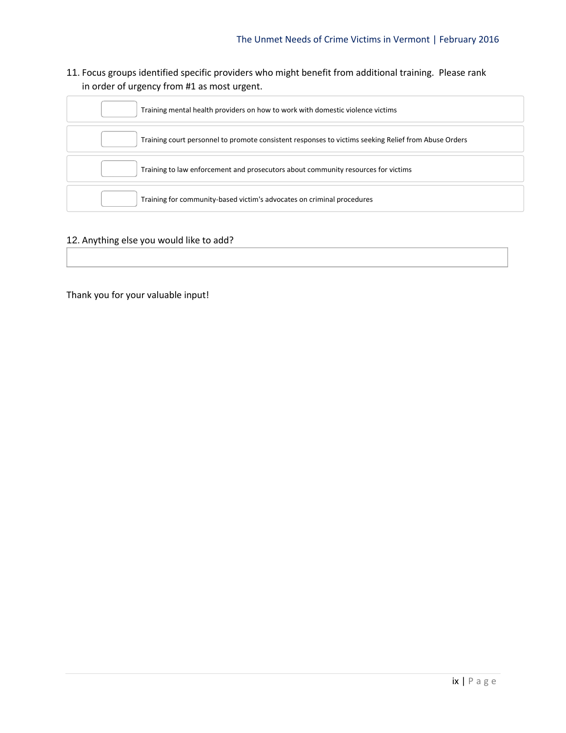11. Focus groups identified specific providers who might benefit from additional training. Please rank in order of urgency from #1 as most urgent.

- [ ] Training mental health providers on how to work with domestic violence victims
- [ ] Training court personnel to promote consistent responses to victims seeking Relief from Abuse Orders
- [ ] Training to law enforcement and prosecutors about community resources for victims
- [ ] Training for community-based victim's advocates on criminal procedures

12. Anything else you would like to add?

Thank you for your valuable input!